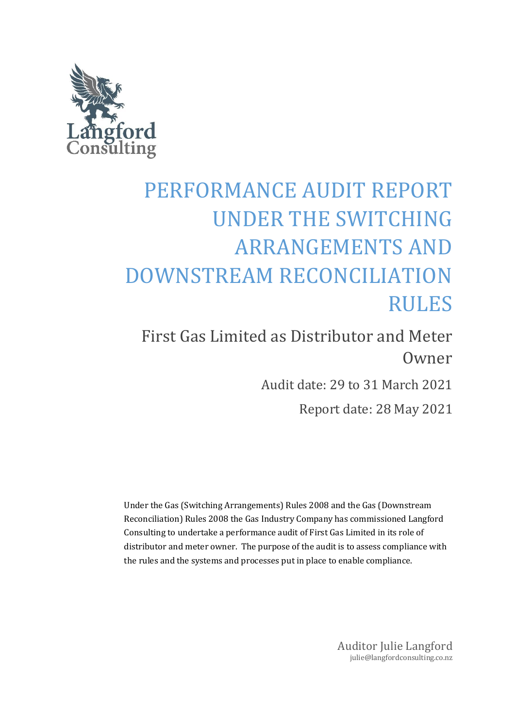Langford Consulting

# PERFORMANCE AUDIT REPORT UNDER THE SWITCHING ARRANGEMENTS AND DOWNSTREAM RECONCILIATION RULES

## First Gas Limited as Distributor and Meter Owner

Audit date: 29 to 31 March 2021

Report date: 28 May 2021

Under the Gas (Switching Arrangements) Rules 2008 and the Gas (Downstream Reconciliation) Rules 2008 the Gas Industry Company has commissioned Langford Consulting to undertake a performance audit of First Gas Limited in its role of distributor and meter owner. The purpose of the audit is to assess compliance with the rules and the systems and processes put in place to enable compliance.

Auditor Julie Langford
julie@langfordconsulting.co.nz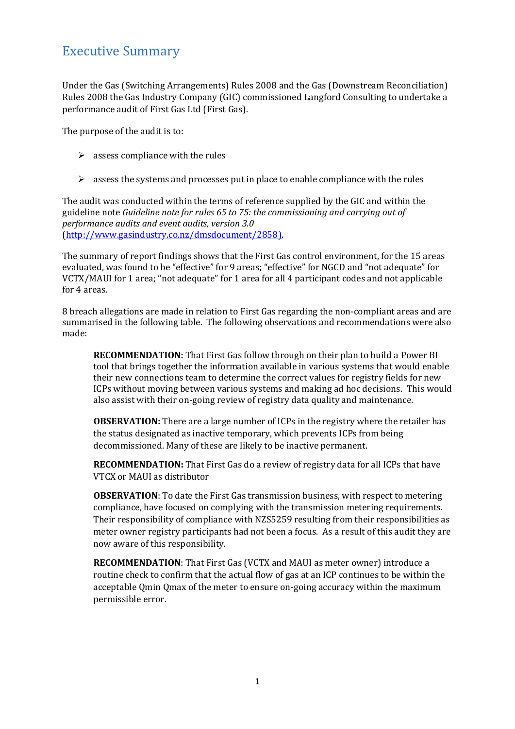# Executive Summary

Under the Gas (Switching Arrangements) Rules 2008 and the Gas (Downstream Reconciliation) Rules 2008 the Gas Industry Company (GIC) commissioned Langford Consulting to undertake a performance audit of First Gas Ltd (First Gas).

The purpose of the audit is to:

- assess compliance with the rules
- assess the systems and processes put in place to enable compliance with the rules

The audit was conducted within the terms of reference supplied by the GIC and within the guideline note *Guideline note for rules 65 to 75: the commissioning and carrying out of performance audits and event audits, version 3.0* (http://www.gasindustry.co.nz/dmsdocument/2858).

The summary of report findings shows that the First Gas control environment, for the 15 areas evaluated, was found to be "effective" for 9 areas; "effective" for NGCD and "not adequate" for VCTX/MAUI for 1 area; "not adequate" for 1 area for all 4 participant codes and not applicable for 4 areas.

8 breach allegations are made in relation to First Gas regarding the non-compliant areas and are summarised in the following table. The following observations and recommendations were also made:

> **RECOMMENDATION:** That First Gas follow through on their plan to build a Power BI tool that brings together the information available in various systems that would enable their new connections team to determine the correct values for registry fields for new ICPs without moving between various systems and making ad hoc decisions. This would also assist with their on-going review of registry data quality and maintenance.
>
> **OBSERVATION:** There are a large number of ICPs in the registry where the retailer has the status designated as inactive temporary, which prevents ICPs from being decommissioned. Many of these are likely to be inactive permanent.
>
> **RECOMMENDATION:** That First Gas do a review of registry data for all ICPs that have VTCX or MAUI as distributor
>
> **OBSERVATION**: To date the First Gas transmission business, with respect to metering compliance, have focused on complying with the transmission metering requirements. Their responsibility of compliance with NZS5259 resulting from their responsibilities as meter owner registry participants had not been a focus. As a result of this audit they are now aware of this responsibility.
>
> **RECOMMENDATION**: That First Gas (VCTX and MAUI as meter owner) introduce a routine check to confirm that the actual flow of gas at an ICP continues to be within the acceptable Qmin Qmax of the meter to ensure on-going accuracy within the maximum permissible error.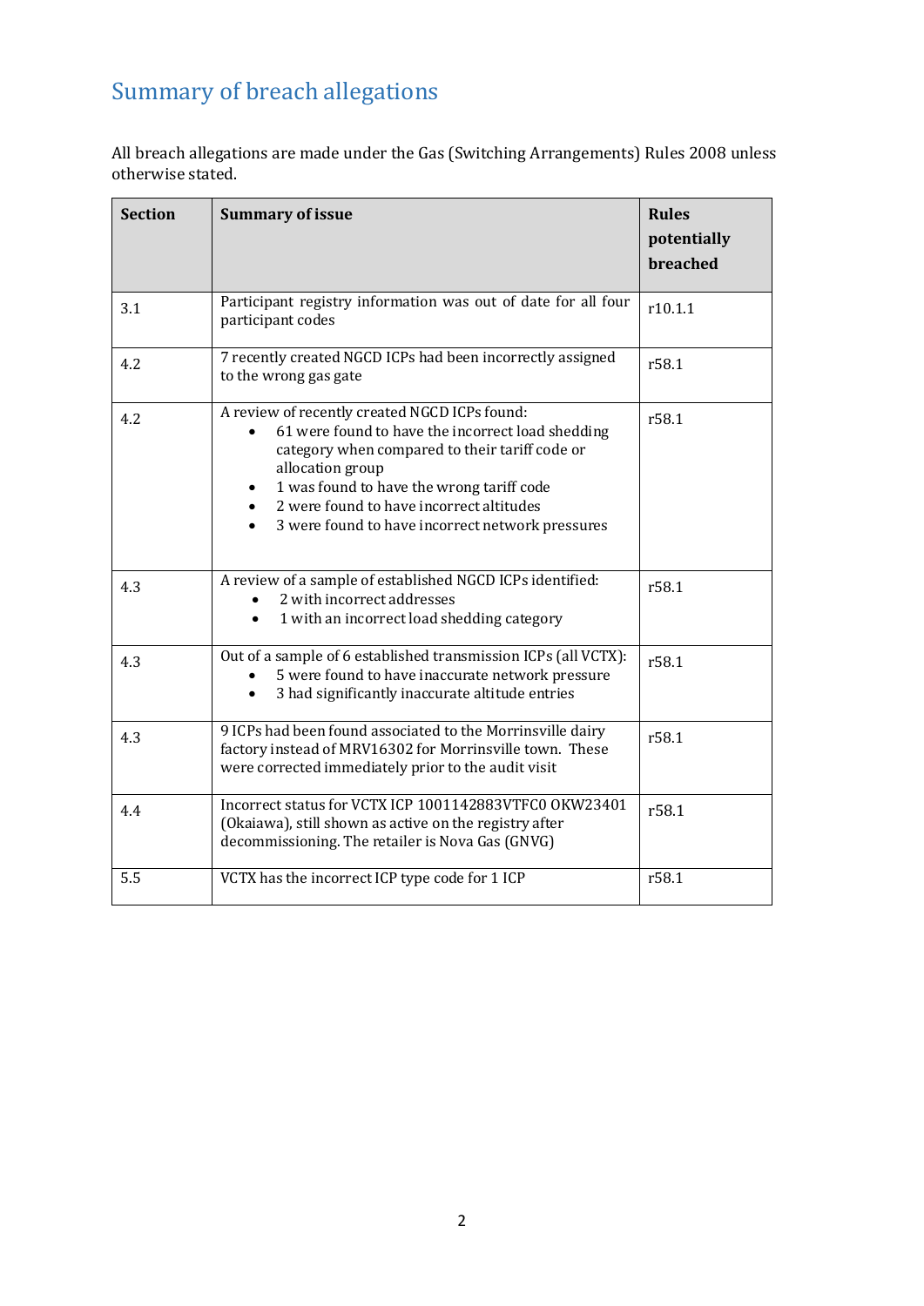# Summary of breach allegations

All breach allegations are made under the Gas (Switching Arrangements) Rules 2008 unless otherwise stated.

| Section | Summary of issue | Rules potentially breached |
|---|---|---|
| 3.1 | Participant registry information was out of date for all four participant codes | r10.1.1 |
| 4.2 | 7 recently created NGCD ICPs had been incorrectly assigned to the wrong gas gate | r58.1 |
| 4.2 | A review of recently created NGCD ICPs found:<br>• 61 were found to have the incorrect load shedding category when compared to their tariff code or allocation group<br>• 1 was found to have the wrong tariff code<br>• 2 were found to have incorrect altitudes<br>• 3 were found to have incorrect network pressures | r58.1 |
| 4.3 | A review of a sample of established NGCD ICPs identified:<br>• 2 with incorrect addresses<br>• 1 with an incorrect load shedding category | r58.1 |
| 4.3 | Out of a sample of 6 established transmission ICPs (all VCTX):<br>• 5 were found to have inaccurate network pressure<br>• 3 had significantly inaccurate altitude entries | r58.1 |
| 4.3 | 9 ICPs had been found associated to the Morrinsville dairy factory instead of MRV16302 for Morrinsville town. These were corrected immediately prior to the audit visit | r58.1 |
| 4.4 | Incorrect status for VCTX ICP 1001142883VTFC0 OKW23401 (Okaiawa), still shown as active on the registry after decommissioning. The retailer is Nova Gas (GNVG) | r58.1 |
| 5.5 | VCTX has the incorrect ICP type code for 1 ICP | r58.1 |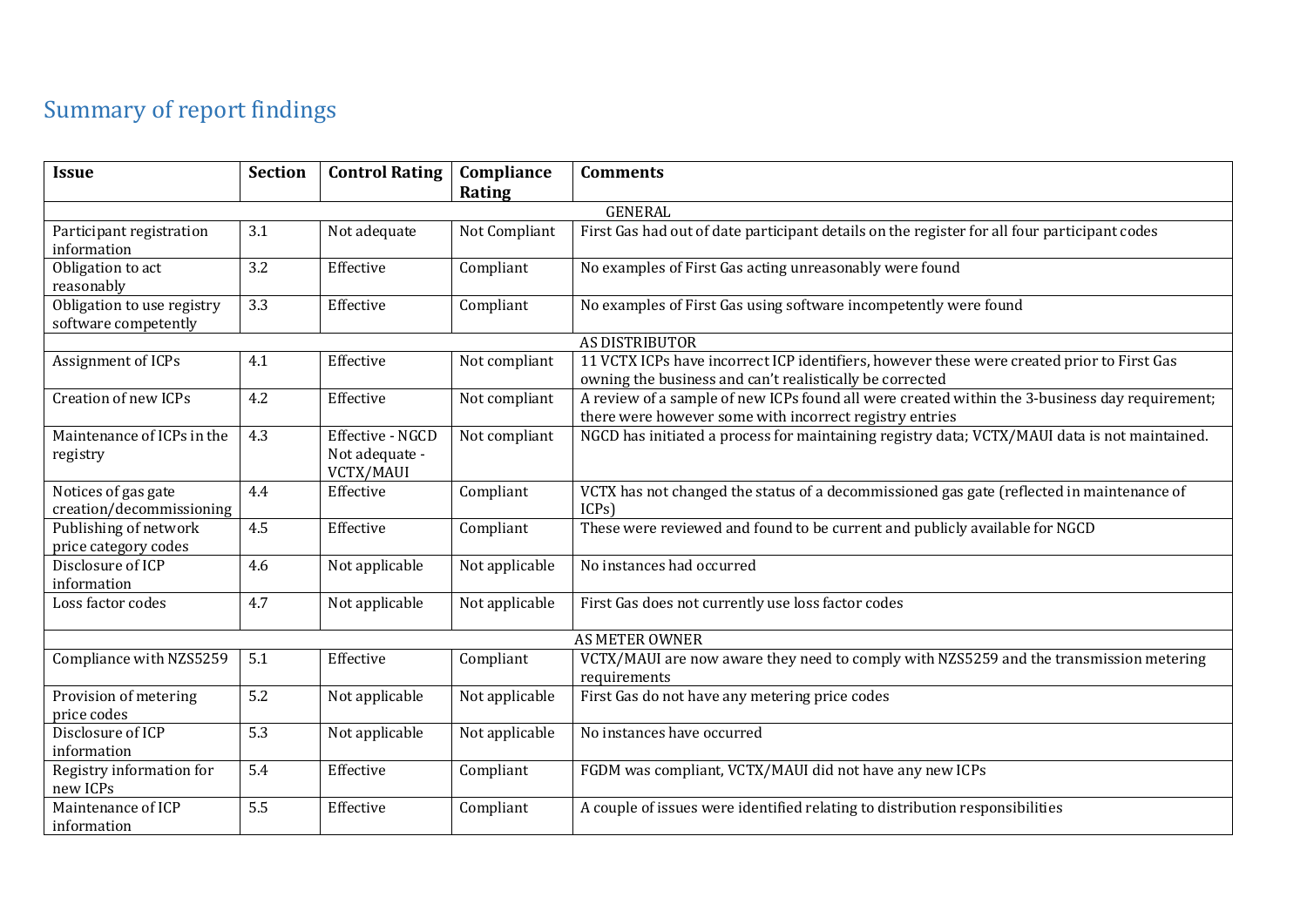# Summary of report findings

| Issue | Section | Control Rating | Compliance Rating | Comments |
|---|---|---|---|---|
| GENERAL | | | | |
| Participant registration information | 3.1 | Not adequate | Not Compliant | First Gas had out of date participant details on the register for all four participant codes |
| Obligation to act reasonably | 3.2 | Effective | Compliant | No examples of First Gas acting unreasonably were found |
| Obligation to use registry software competently | 3.3 | Effective | Compliant | No examples of First Gas using software incompetently were found |
| AS DISTRIBUTOR | | | | |
| Assignment of ICPs | 4.1 | Effective | Not compliant | 11 VCTX ICPs have incorrect ICP identifiers, however these were created prior to First Gas owning the business and can't realistically be corrected |
| Creation of new ICPs | 4.2 | Effective | Not compliant | A review of a sample of new ICPs found all were created within the 3-business day requirement; there were however some with incorrect registry entries |
| Maintenance of ICPs in the registry | 4.3 | Effective - NGCD Not adequate - VCTX/MAUI | Not compliant | NGCD has initiated a process for maintaining registry data; VCTX/MAUI data is not maintained. |
| Notices of gas gate creation/decommissioning | 4.4 | Effective | Compliant | VCTX has not changed the status of a decommissioned gas gate (reflected in maintenance of ICPs) |
| Publishing of network price category codes | 4.5 | Effective | Compliant | These were reviewed and found to be current and publicly available for NGCD |
| Disclosure of ICP information | 4.6 | Not applicable | Not applicable | No instances had occurred |
| Loss factor codes | 4.7 | Not applicable | Not applicable | First Gas does not currently use loss factor codes |
| AS METER OWNER | | | | |
| Compliance with NZS5259 | 5.1 | Effective | Compliant | VCTX/MAUI are now aware they need to comply with NZS5259 and the transmission metering requirements |
| Provision of metering price codes | 5.2 | Not applicable | Not applicable | First Gas do not have any metering price codes |
| Disclosure of ICP information | 5.3 | Not applicable | Not applicable | No instances have occurred |
| Registry information for new ICPs | 5.4 | Effective | Compliant | FGDM was compliant, VCTX/MAUI did not have any new ICPs |
| Maintenance of ICP information | 5.5 | Effective | Compliant | A couple of issues were identified relating to distribution responsibilities |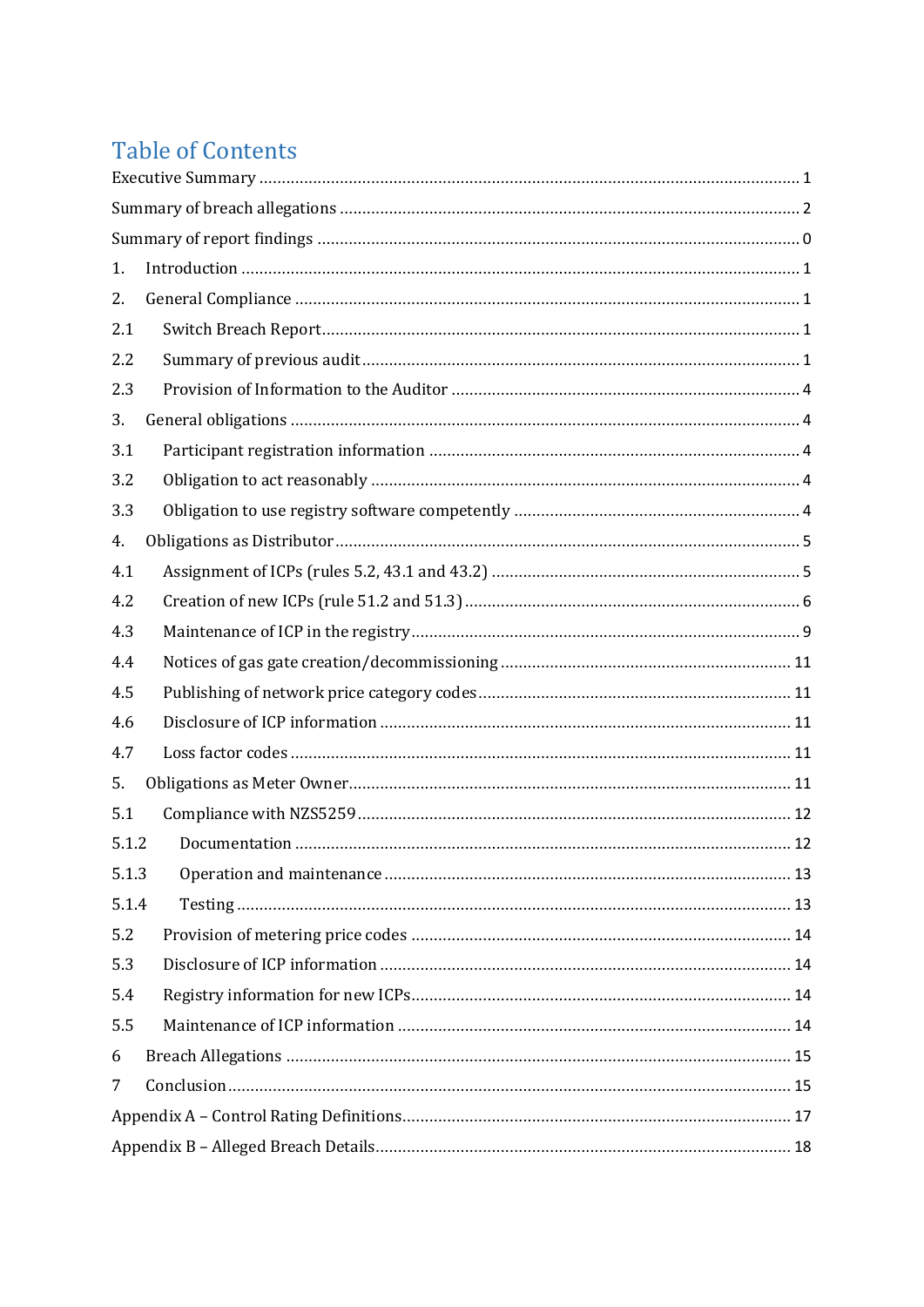# Table of Contents

Executive Summary ........................................................................................................ 1

Summary of breach allegations ..................................................................................... 2

Summary of report findings ........................................................................................... 0

1. Introduction ............................................................................................................ 1

2. General Compliance ................................................................................................ 1

2.1 Switch Breach Report .......................................................................................... 1

2.2 Summary of previous audit ................................................................................. 1

2.3 Provision of Information to the Auditor .............................................................. 4

3. General obligations ................................................................................................. 4

3.1 Participant registration information .................................................................. 4

3.2 Obligation to act reasonably ............................................................................... 4

3.3 Obligation to use registry software competently ............................................... 4

4. Obligations as Distributor ....................................................................................... 5

4.1 Assignment of ICPs (rules 5.2, 43.1 and 43.2) .................................................... 5

4.2 Creation of new ICPs (rule 51.2 and 51.3) .......................................................... 6

4.3 Maintenance of ICP in the registry ...................................................................... 9

4.4 Notices of gas gate creation/decommissioning ................................................ 11

4.5 Publishing of network price category codes ..................................................... 11

4.6 Disclosure of ICP information ........................................................................... 11

4.7 Loss factor codes ............................................................................................... 11

5. Obligations as Meter Owner .................................................................................. 11

5.1 Compliance with NZS5259 ................................................................................ 12

5.1.2 Documentation ............................................................................................. 12

5.1.3 Operation and maintenance ......................................................................... 13

5.1.4 Testing .......................................................................................................... 13

5.2 Provision of metering price codes ..................................................................... 14

5.3 Disclosure of ICP information ........................................................................... 14

5.4 Registry information for new ICPs ..................................................................... 14

5.5 Maintenance of ICP information ....................................................................... 14

6 Breach Allegations ................................................................................................. 15

7 Conclusion ............................................................................................................. 15

Appendix A – Control Rating Definitions ...................................................................... 17

Appendix B – Alleged Breach Details ............................................................................ 18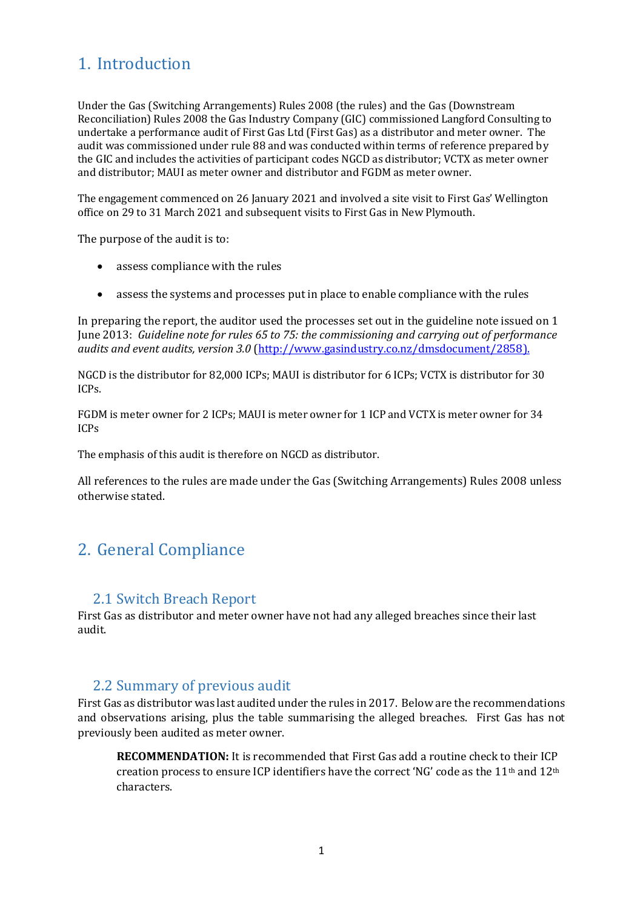# 1. Introduction

Under the Gas (Switching Arrangements) Rules 2008 (the rules) and the Gas (Downstream Reconciliation) Rules 2008 the Gas Industry Company (GIC) commissioned Langford Consulting to undertake a performance audit of First Gas Ltd (First Gas) as a distributor and meter owner. The audit was commissioned under rule 88 and was conducted within terms of reference prepared by the GIC and includes the activities of participant codes NGCD as distributor; VCTX as meter owner and distributor; MAUI as meter owner and distributor and FGDM as meter owner.

The engagement commenced on 26 January 2021 and involved a site visit to First Gas' Wellington office on 29 to 31 March 2021 and subsequent visits to First Gas in New Plymouth.

The purpose of the audit is to:

- assess compliance with the rules
- assess the systems and processes put in place to enable compliance with the rules

In preparing the report, the auditor used the processes set out in the guideline note issued on 1 June 2013: *Guideline note for rules 65 to 75: the commissioning and carrying out of performance audits and event audits, version 3.0* (http://www.gasindustry.co.nz/dmsdocument/2858).

NGCD is the distributor for 82,000 ICPs; MAUI is distributor for 6 ICPs; VCTX is distributor for 30 ICPs.

FGDM is meter owner for 2 ICPs; MAUI is meter owner for 1 ICP and VCTX is meter owner for 34 ICPs

The emphasis of this audit is therefore on NGCD as distributor.

All references to the rules are made under the Gas (Switching Arrangements) Rules 2008 unless otherwise stated.

# 2. General Compliance

## 2.1 Switch Breach Report

First Gas as distributor and meter owner have not had any alleged breaches since their last audit.

## 2.2 Summary of previous audit

First Gas as distributor was last audited under the rules in 2017. Below are the recommendations and observations arising, plus the table summarising the alleged breaches. First Gas has not previously been audited as meter owner.

> **RECOMMENDATION:** It is recommended that First Gas add a routine check to their ICP creation process to ensure ICP identifiers have the correct 'NG' code as the 11th and 12th characters.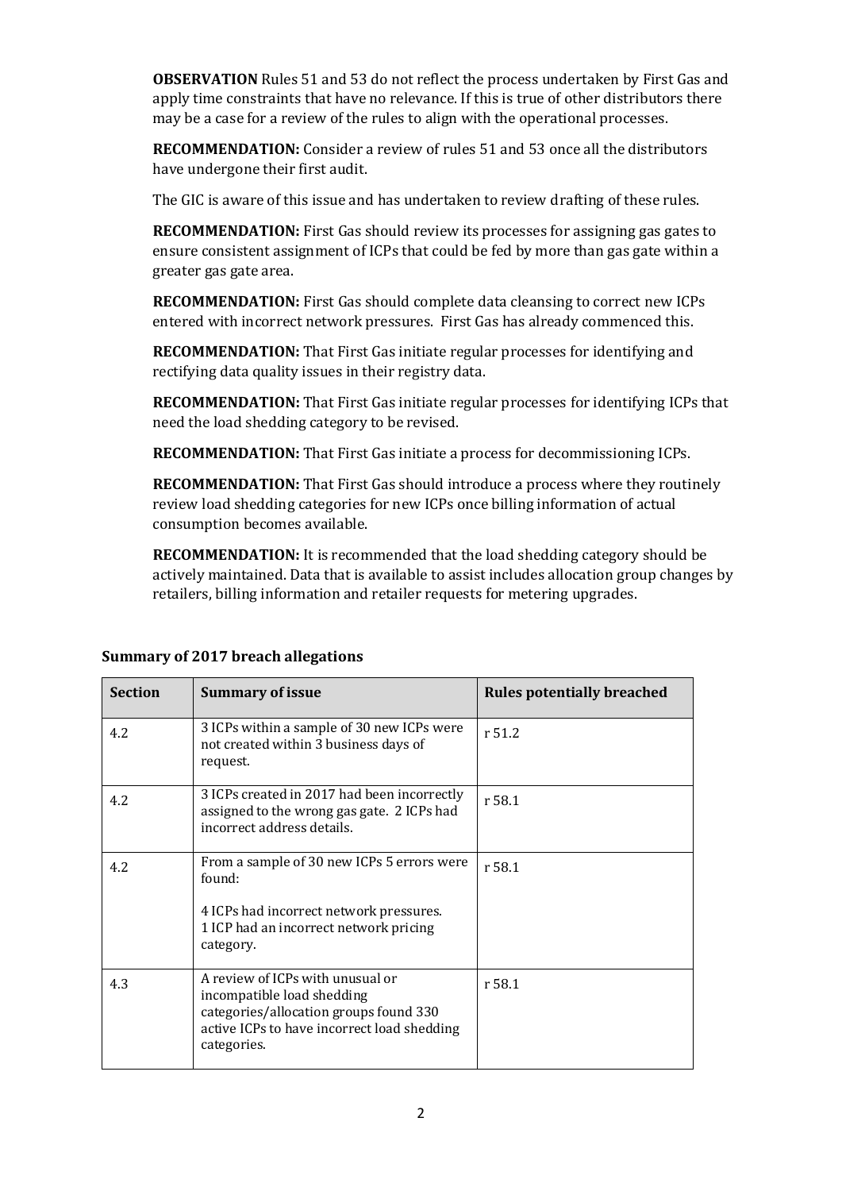**OBSERVATION** Rules 51 and 53 do not reflect the process undertaken by First Gas and apply time constraints that have no relevance. If this is true of other distributors there may be a case for a review of the rules to align with the operational processes.

**RECOMMENDATION:** Consider a review of rules 51 and 53 once all the distributors have undergone their first audit.

The GIC is aware of this issue and has undertaken to review drafting of these rules.

**RECOMMENDATION:** First Gas should review its processes for assigning gas gates to ensure consistent assignment of ICPs that could be fed by more than gas gate within a greater gas gate area.

**RECOMMENDATION:** First Gas should complete data cleansing to correct new ICPs entered with incorrect network pressures. First Gas has already commenced this.

**RECOMMENDATION:** That First Gas initiate regular processes for identifying and rectifying data quality issues in their registry data.

**RECOMMENDATION:** That First Gas initiate regular processes for identifying ICPs that need the load shedding category to be revised.

**RECOMMENDATION:** That First Gas initiate a process for decommissioning ICPs.

**RECOMMENDATION:** That First Gas should introduce a process where they routinely review load shedding categories for new ICPs once billing information of actual consumption becomes available.

**RECOMMENDATION:** It is recommended that the load shedding category should be actively maintained. Data that is available to assist includes allocation group changes by retailers, billing information and retailer requests for metering upgrades.

**Summary of 2017 breach allegations**

| Section | Summary of issue | Rules potentially breached |
|---|---|---|
| 4.2 | 3 ICPs within a sample of 30 new ICPs were not created within 3 business days of request. | r 51.2 |
| 4.2 | 3 ICPs created in 2017 had been incorrectly assigned to the wrong gas gate. 2 ICPs had incorrect address details. | r 58.1 |
| 4.2 | From a sample of 30 new ICPs 5 errors were found:<br><br>4 ICPs had incorrect network pressures.<br>1 ICP had an incorrect network pricing category. | r 58.1 |
| 4.3 | A review of ICPs with unusual or incompatible load shedding categories/allocation groups found 330 active ICPs to have incorrect load shedding categories. | r 58.1 |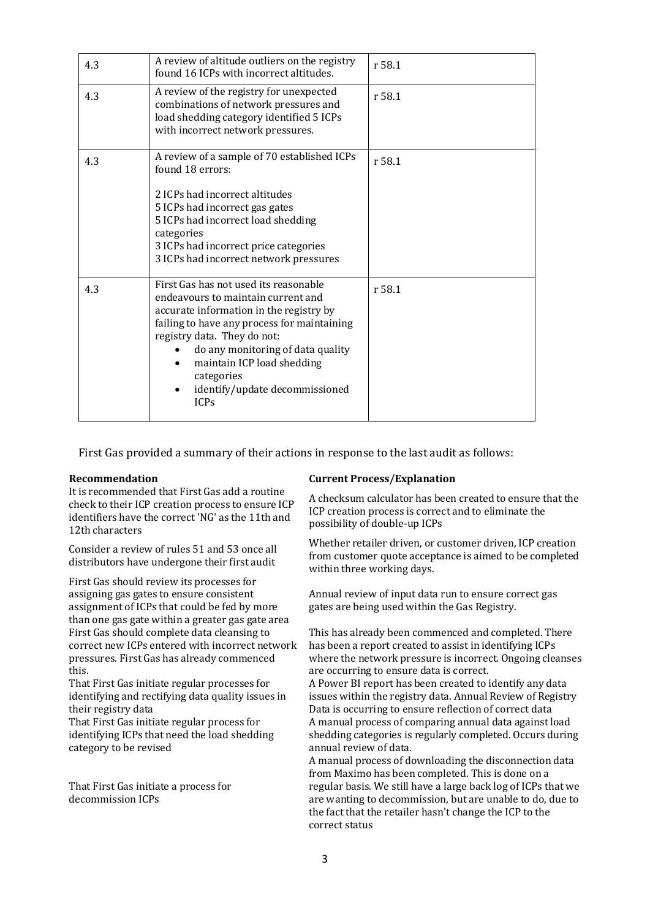| | | |
|---|---|---|
| 4.3 | A review of altitude outliers on the registry found 16 ICPs with incorrect altitudes. | r 58.1 |
| 4.3 | A review of the registry for unexpected combinations of network pressures and load shedding category identified 5 ICPs with incorrect network pressures. | r 58.1 |
| 4.3 | A review of a sample of 70 established ICPs found 18 errors:<br><br>2 ICPs had incorrect altitudes<br>5 ICPs had incorrect gas gates<br>5 ICPs had incorrect load shedding categories<br>3 ICPs had incorrect price categories<br>3 ICPs had incorrect network pressures | r 58.1 |
| 4.3 | First Gas has not used its reasonable endeavours to maintain current and accurate information in the registry by failing to have any process for maintaining registry data. They do not:<br>• do any monitoring of data quality<br>• maintain ICP load shedding categories<br>• identify/update decommissioned ICPs | r 58.1 |

First Gas provided a summary of their actions in response to the last audit as follows:

| **Recommendation** | **Current Process/Explanation** |
|---|---|
| It is recommended that First Gas add a routine check to their ICP creation process to ensure ICP identifiers have the correct 'NG' as the 11th and 12th characters | A checksum calculator has been created to ensure that the ICP creation process is correct and to eliminate the possibility of double-up ICPs |
| Consider a review of rules 51 and 53 once all distributors have undergone their first audit | Whether retailer driven, or customer driven, ICP creation from customer quote acceptance is aimed to be completed within three working days. |
| First Gas should review its processes for assigning gas gates to ensure consistent assignment of ICPs that could be fed by more than one gas gate within a greater gas gate area | Annual review of input data run to ensure correct gas gates are being used within the Gas Registry. |
| First Gas should complete data cleansing to correct new ICPs entered with incorrect network pressures. First Gas has already commenced this. | This has already been commenced and completed. There has been a report created to assist in identifying ICPs where the network pressure is incorrect. Ongoing cleanses are occurring to ensure data is correct. |
| That First Gas initiate regular processes for identifying and rectifying data quality issues in their registry data | A Power BI report has been created to identify any data issues within the registry data. Annual Review of Registry Data is occurring to ensure reflection of correct data |
| That First Gas initiate regular process for identifying ICPs that need the load shedding category to be revised | A manual process of comparing annual data against load shedding categories is regularly completed. Occurs during annual review of data. |
| That First Gas initiate a process for decommission ICPs | A manual process of downloading the disconnection data from Maximo has been completed. This is done on a regular basis. We still have a large back log of ICPs that we are wanting to decommission, but are unable to do, due to the fact that the retailer hasn't change the ICP to the correct status |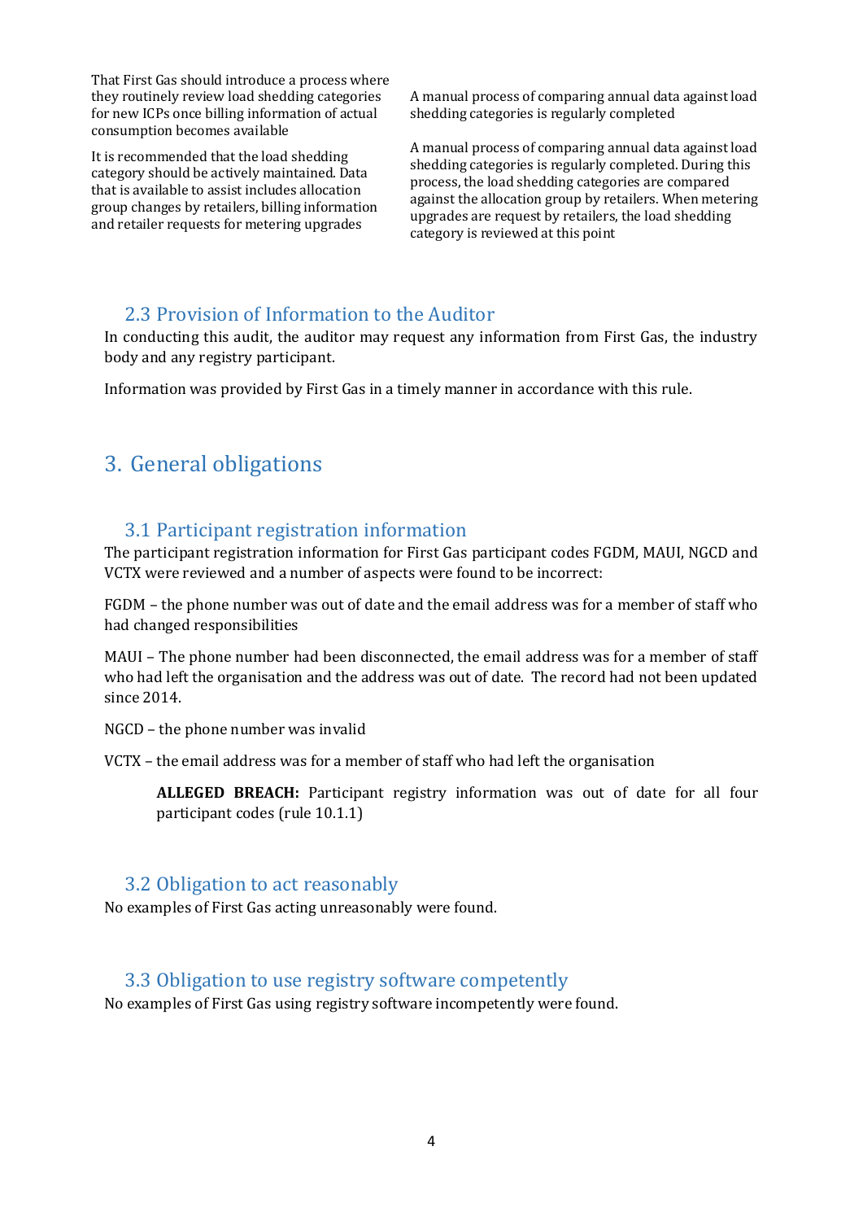| | |
|---|---|
| That First Gas should introduce a process where they routinely review load shedding categories for new ICPs once billing information of actual consumption becomes available | A manual process of comparing annual data against load shedding categories is regularly completed |
| It is recommended that the load shedding category should be actively maintained. Data that is available to assist includes allocation group changes by retailers, billing information and retailer requests for metering upgrades | A manual process of comparing annual data against load shedding categories is regularly completed. During this process, the load shedding categories are compared against the allocation group by retailers. When metering upgrades are request by retailers, the load shedding category is reviewed at this point |

### 2.3 Provision of Information to the Auditor

In conducting this audit, the auditor may request any information from First Gas, the industry body and any registry participant.

Information was provided by First Gas in a timely manner in accordance with this rule.

## 3. General obligations

### 3.1 Participant registration information

The participant registration information for First Gas participant codes FGDM, MAUI, NGCD and VCTX were reviewed and a number of aspects were found to be incorrect:

FGDM – the phone number was out of date and the email address was for a member of staff who had changed responsibilities

MAUI – The phone number had been disconnected, the email address was for a member of staff who had left the organisation and the address was out of date. The record had not been updated since 2014.

NGCD – the phone number was invalid

VCTX – the email address was for a member of staff who had left the organisation

> **ALLEGED BREACH:** Participant registry information was out of date for all four participant codes (rule 10.1.1)

### 3.2 Obligation to act reasonably

No examples of First Gas acting unreasonably were found.

### 3.3 Obligation to use registry software competently

No examples of First Gas using registry software incompetently were found.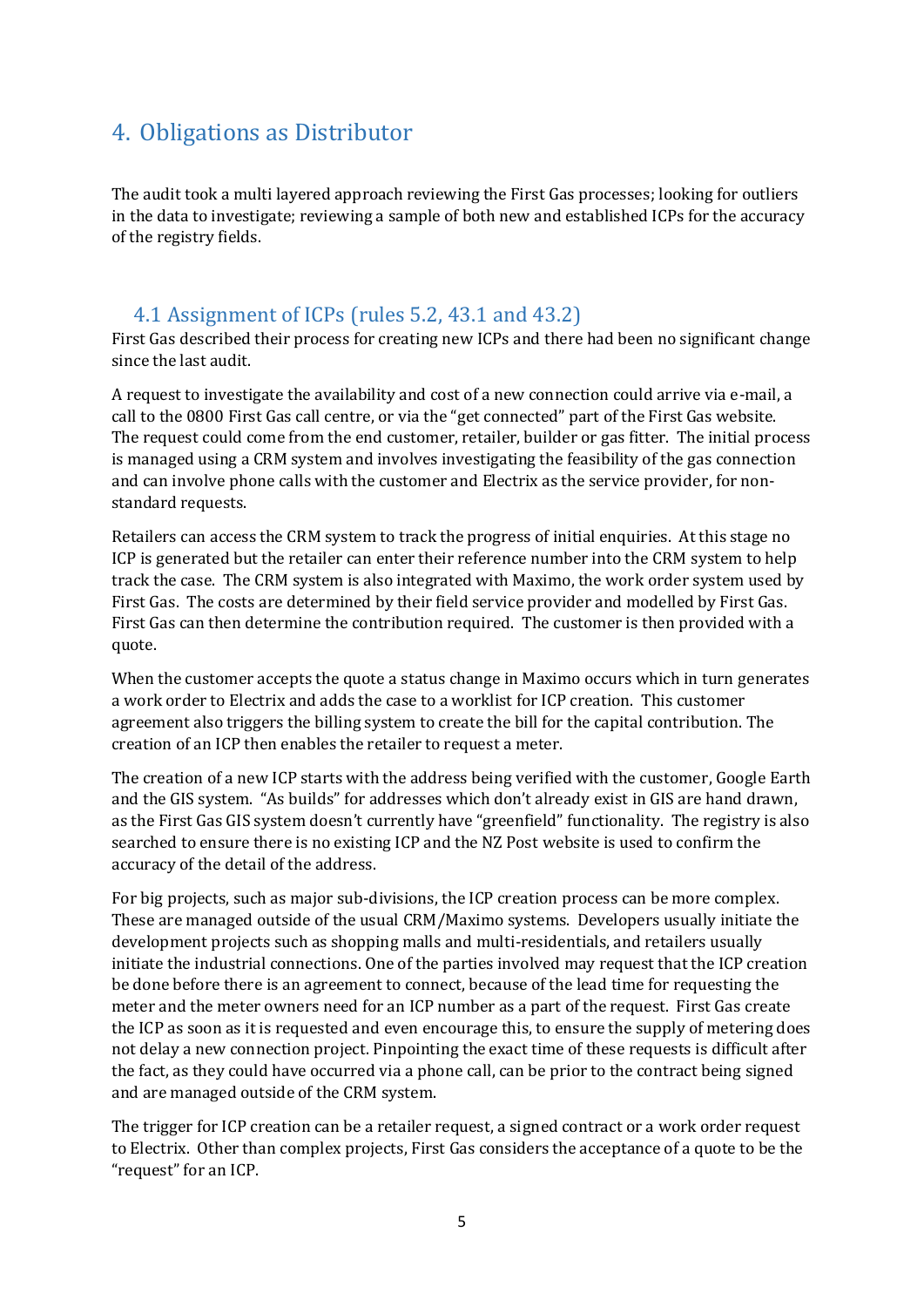# 4. Obligations as Distributor

The audit took a multi layered approach reviewing the First Gas processes; looking for outliers in the data to investigate; reviewing a sample of both new and established ICPs for the accuracy of the registry fields.

## 4.1 Assignment of ICPs (rules 5.2, 43.1 and 43.2)

First Gas described their process for creating new ICPs and there had been no significant change since the last audit.

A request to investigate the availability and cost of a new connection could arrive via e-mail, a call to the 0800 First Gas call centre, or via the "get connected" part of the First Gas website. The request could come from the end customer, retailer, builder or gas fitter. The initial process is managed using a CRM system and involves investigating the feasibility of the gas connection and can involve phone calls with the customer and Electrix as the service provider, for non-standard requests.

Retailers can access the CRM system to track the progress of initial enquiries. At this stage no ICP is generated but the retailer can enter their reference number into the CRM system to help track the case. The CRM system is also integrated with Maximo, the work order system used by First Gas. The costs are determined by their field service provider and modelled by First Gas. First Gas can then determine the contribution required. The customer is then provided with a quote.

When the customer accepts the quote a status change in Maximo occurs which in turn generates a work order to Electrix and adds the case to a worklist for ICP creation. This customer agreement also triggers the billing system to create the bill for the capital contribution. The creation of an ICP then enables the retailer to request a meter.

The creation of a new ICP starts with the address being verified with the customer, Google Earth and the GIS system. "As builds" for addresses which don't already exist in GIS are hand drawn, as the First Gas GIS system doesn't currently have "greenfield" functionality. The registry is also searched to ensure there is no existing ICP and the NZ Post website is used to confirm the accuracy of the detail of the address.

For big projects, such as major sub-divisions, the ICP creation process can be more complex. These are managed outside of the usual CRM/Maximo systems. Developers usually initiate the development projects such as shopping malls and multi-residentials, and retailers usually initiate the industrial connections. One of the parties involved may request that the ICP creation be done before there is an agreement to connect, because of the lead time for requesting the meter and the meter owners need for an ICP number as a part of the request. First Gas create the ICP as soon as it is requested and even encourage this, to ensure the supply of metering does not delay a new connection project. Pinpointing the exact time of these requests is difficult after the fact, as they could have occurred via a phone call, can be prior to the contract being signed and are managed outside of the CRM system.

The trigger for ICP creation can be a retailer request, a signed contract or a work order request to Electrix. Other than complex projects, First Gas considers the acceptance of a quote to be the "request" for an ICP.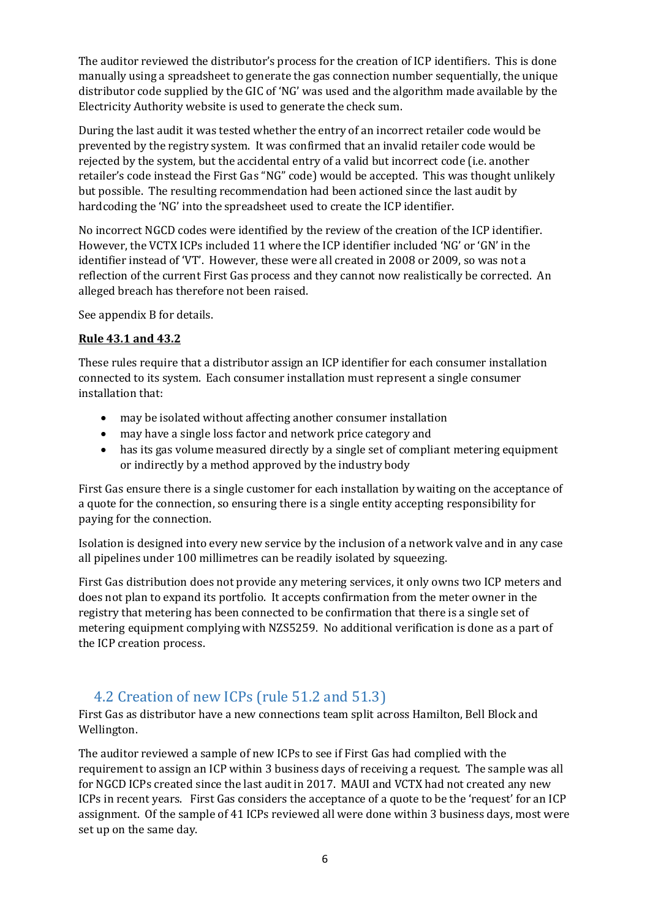The auditor reviewed the distributor's process for the creation of ICP identifiers. This is done manually using a spreadsheet to generate the gas connection number sequentially, the unique distributor code supplied by the GIC of 'NG' was used and the algorithm made available by the Electricity Authority website is used to generate the check sum.

During the last audit it was tested whether the entry of an incorrect retailer code would be prevented by the registry system. It was confirmed that an invalid retailer code would be rejected by the system, but the accidental entry of a valid but incorrect code (i.e. another retailer's code instead the First Gas "NG" code) would be accepted. This was thought unlikely but possible. The resulting recommendation had been actioned since the last audit by hardcoding the 'NG' into the spreadsheet used to create the ICP identifier.

No incorrect NGCD codes were identified by the review of the creation of the ICP identifier. However, the VCTX ICPs included 11 where the ICP identifier included 'NG' or 'GN' in the identifier instead of 'VT'. However, these were all created in 2008 or 2009, so was not a reflection of the current First Gas process and they cannot now realistically be corrected. An alleged breach has therefore not been raised.

See appendix B for details.

**Rule 43.1 and 43.2**

These rules require that a distributor assign an ICP identifier for each consumer installation connected to its system. Each consumer installation must represent a single consumer installation that:

- may be isolated without affecting another consumer installation
- may have a single loss factor and network price category and
- has its gas volume measured directly by a single set of compliant metering equipment or indirectly by a method approved by the industry body

First Gas ensure there is a single customer for each installation by waiting on the acceptance of a quote for the connection, so ensuring there is a single entity accepting responsibility for paying for the connection.

Isolation is designed into every new service by the inclusion of a network valve and in any case all pipelines under 100 millimetres can be readily isolated by squeezing.

First Gas distribution does not provide any metering services, it only owns two ICP meters and does not plan to expand its portfolio. It accepts confirmation from the meter owner in the registry that metering has been connected to be confirmation that there is a single set of metering equipment complying with NZS5259. No additional verification is done as a part of the ICP creation process.

## 4.2 Creation of new ICPs (rule 51.2 and 51.3)

First Gas as distributor have a new connections team split across Hamilton, Bell Block and Wellington.

The auditor reviewed a sample of new ICPs to see if First Gas had complied with the requirement to assign an ICP within 3 business days of receiving a request. The sample was all for NGCD ICPs created since the last audit in 2017. MAUI and VCTX had not created any new ICPs in recent years. First Gas considers the acceptance of a quote to be the 'request' for an ICP assignment. Of the sample of 41 ICPs reviewed all were done within 3 business days, most were set up on the same day.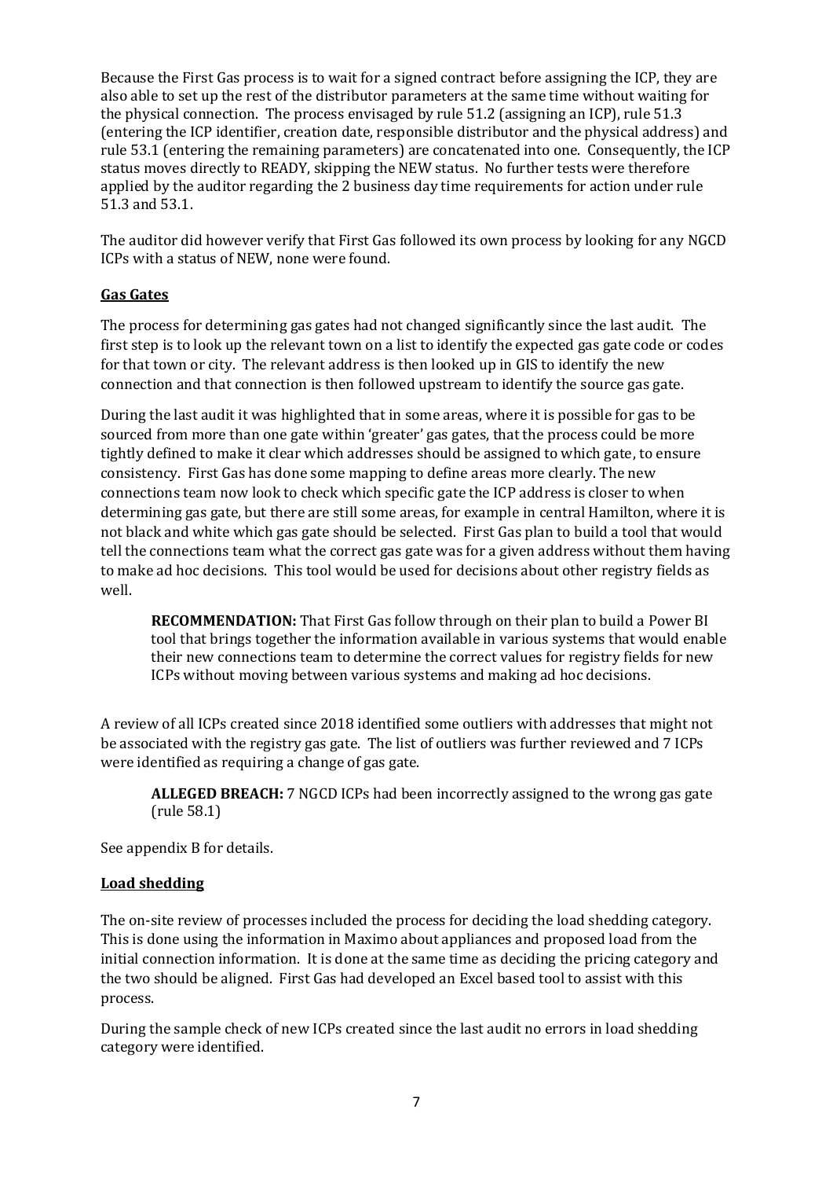Because the First Gas process is to wait for a signed contract before assigning the ICP, they are also able to set up the rest of the distributor parameters at the same time without waiting for the physical connection. The process envisaged by rule 51.2 (assigning an ICP), rule 51.3 (entering the ICP identifier, creation date, responsible distributor and the physical address) and rule 53.1 (entering the remaining parameters) are concatenated into one. Consequently, the ICP status moves directly to READY, skipping the NEW status. No further tests were therefore applied by the auditor regarding the 2 business day time requirements for action under rule 51.3 and 53.1.

The auditor did however verify that First Gas followed its own process by looking for any NGCD ICPs with a status of NEW, none were found.

**Gas Gates**

The process for determining gas gates had not changed significantly since the last audit. The first step is to look up the relevant town on a list to identify the expected gas gate code or codes for that town or city. The relevant address is then looked up in GIS to identify the new connection and that connection is then followed upstream to identify the source gas gate.

During the last audit it was highlighted that in some areas, where it is possible for gas to be sourced from more than one gate within 'greater' gas gates, that the process could be more tightly defined to make it clear which addresses should be assigned to which gate, to ensure consistency. First Gas has done some mapping to define areas more clearly. The new connections team now look to check which specific gate the ICP address is closer to when determining gas gate, but there are still some areas, for example in central Hamilton, where it is not black and white which gas gate should be selected. First Gas plan to build a tool that would tell the connections team what the correct gas gate was for a given address without them having to make ad hoc decisions. This tool would be used for decisions about other registry fields as well.

> **RECOMMENDATION:** That First Gas follow through on their plan to build a Power BI tool that brings together the information available in various systems that would enable their new connections team to determine the correct values for registry fields for new ICPs without moving between various systems and making ad hoc decisions.

A review of all ICPs created since 2018 identified some outliers with addresses that might not be associated with the registry gas gate. The list of outliers was further reviewed and 7 ICPs were identified as requiring a change of gas gate.

> **ALLEGED BREACH:** 7 NGCD ICPs had been incorrectly assigned to the wrong gas gate (rule 58.1)

See appendix B for details.

**Load shedding**

The on-site review of processes included the process for deciding the load shedding category. This is done using the information in Maximo about appliances and proposed load from the initial connection information. It is done at the same time as deciding the pricing category and the two should be aligned. First Gas had developed an Excel based tool to assist with this process.

During the sample check of new ICPs created since the last audit no errors in load shedding category were identified.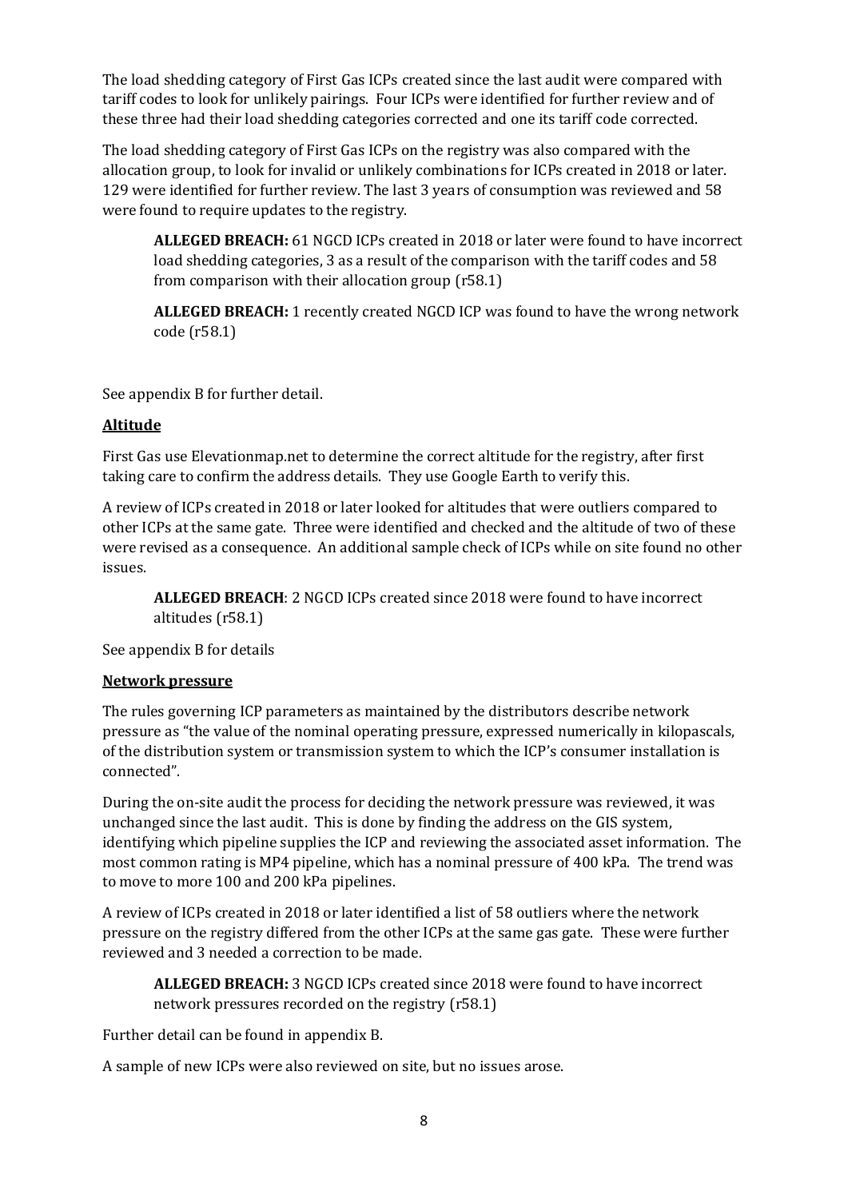The load shedding category of First Gas ICPs created since the last audit were compared with tariff codes to look for unlikely pairings. Four ICPs were identified for further review and of these three had their load shedding categories corrected and one its tariff code corrected.

The load shedding category of First Gas ICPs on the registry was also compared with the allocation group, to look for invalid or unlikely combinations for ICPs created in 2018 or later. 129 were identified for further review. The last 3 years of consumption was reviewed and 58 were found to require updates to the registry.

> **ALLEGED BREACH:** 61 NGCD ICPs created in 2018 or later were found to have incorrect load shedding categories, 3 as a result of the comparison with the tariff codes and 58 from comparison with their allocation group (r58.1)
>
> **ALLEGED BREACH:** 1 recently created NGCD ICP was found to have the wrong network code (r58.1)

See appendix B for further detail.

**Altitude**

First Gas use Elevationmap.net to determine the correct altitude for the registry, after first taking care to confirm the address details. They use Google Earth to verify this.

A review of ICPs created in 2018 or later looked for altitudes that were outliers compared to other ICPs at the same gate. Three were identified and checked and the altitude of two of these were revised as a consequence. An additional sample check of ICPs while on site found no other issues.

> **ALLEGED BREACH**: 2 NGCD ICPs created since 2018 were found to have incorrect altitudes (r58.1)

See appendix B for details

**Network pressure**

The rules governing ICP parameters as maintained by the distributors describe network pressure as "the value of the nominal operating pressure, expressed numerically in kilopascals, of the distribution system or transmission system to which the ICP's consumer installation is connected".

During the on-site audit the process for deciding the network pressure was reviewed, it was unchanged since the last audit. This is done by finding the address on the GIS system, identifying which pipeline supplies the ICP and reviewing the associated asset information. The most common rating is MP4 pipeline, which has a nominal pressure of 400 kPa. The trend was to move to more 100 and 200 kPa pipelines.

A review of ICPs created in 2018 or later identified a list of 58 outliers where the network pressure on the registry differed from the other ICPs at the same gas gate. These were further reviewed and 3 needed a correction to be made.

> **ALLEGED BREACH:** 3 NGCD ICPs created since 2018 were found to have incorrect network pressures recorded on the registry (r58.1)

Further detail can be found in appendix B.

A sample of new ICPs were also reviewed on site, but no issues arose.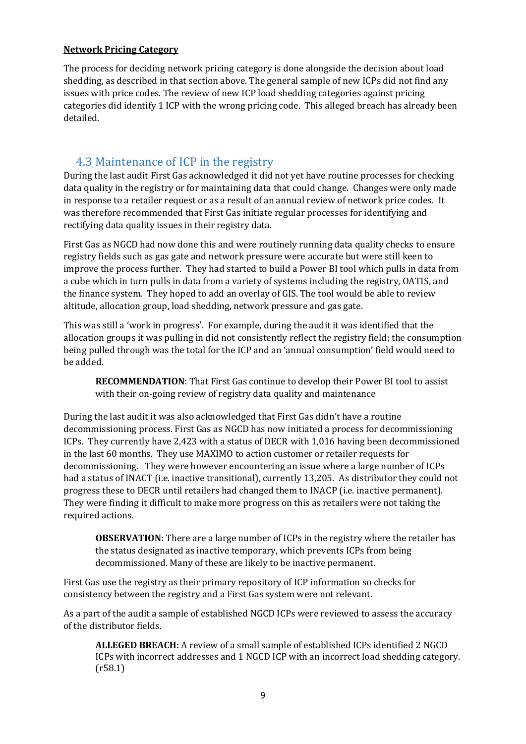**Network Pricing Category**

The process for deciding network pricing category is done alongside the decision about load shedding, as described in that section above. The general sample of new ICPs did not find any issues with price codes. The review of new ICP load shedding categories against pricing categories did identify 1 ICP with the wrong pricing code. This alleged breach has already been detailed.

## 4.3 Maintenance of ICP in the registry

During the last audit First Gas acknowledged it did not yet have routine processes for checking data quality in the registry or for maintaining data that could change. Changes were only made in response to a retailer request or as a result of an annual review of network price codes. It was therefore recommended that First Gas initiate regular processes for identifying and rectifying data quality issues in their registry data.

First Gas as NGCD had now done this and were routinely running data quality checks to ensure registry fields such as gas gate and network pressure were accurate but were still keen to improve the process further. They had started to build a Power BI tool which pulls in data from a cube which in turn pulls in data from a variety of systems including the registry, OATIS, and the finance system. They hoped to add an overlay of GIS. The tool would be able to review altitude, allocation group, load shedding, network pressure and gas gate.

This was still a 'work in progress'. For example, during the audit it was identified that the allocation groups it was pulling in did not consistently reflect the registry field; the consumption being pulled through was the total for the ICP and an 'annual consumption' field would need to be added.

> **RECOMMENDATION**: That First Gas continue to develop their Power BI tool to assist with their on-going review of registry data quality and maintenance

During the last audit it was also acknowledged that First Gas didn't have a routine decommissioning process. First Gas as NGCD has now initiated a process for decommissioning ICPs. They currently have 2,423 with a status of DECR with 1,016 having been decommissioned in the last 60 months. They use MAXIMO to action customer or retailer requests for decommissioning. They were however encountering an issue where a large number of ICPs had a status of INACT (i.e. inactive transitional), currently 13,205. As distributor they could not progress these to DECR until retailers had changed them to INACP (i.e. inactive permanent). They were finding it difficult to make more progress on this as retailers were not taking the required actions.

> **OBSERVATION:** There are a large number of ICPs in the registry where the retailer has the status designated as inactive temporary, which prevents ICPs from being decommissioned. Many of these are likely to be inactive permanent.

First Gas use the registry as their primary repository of ICP information so checks for consistency between the registry and a First Gas system were not relevant.

As a part of the audit a sample of established NGCD ICPs were reviewed to assess the accuracy of the distributor fields.

> **ALLEGED BREACH:** A review of a small sample of established ICPs identified 2 NGCD ICPs with incorrect addresses and 1 NGCD ICP with an incorrect load shedding category. (r58.1)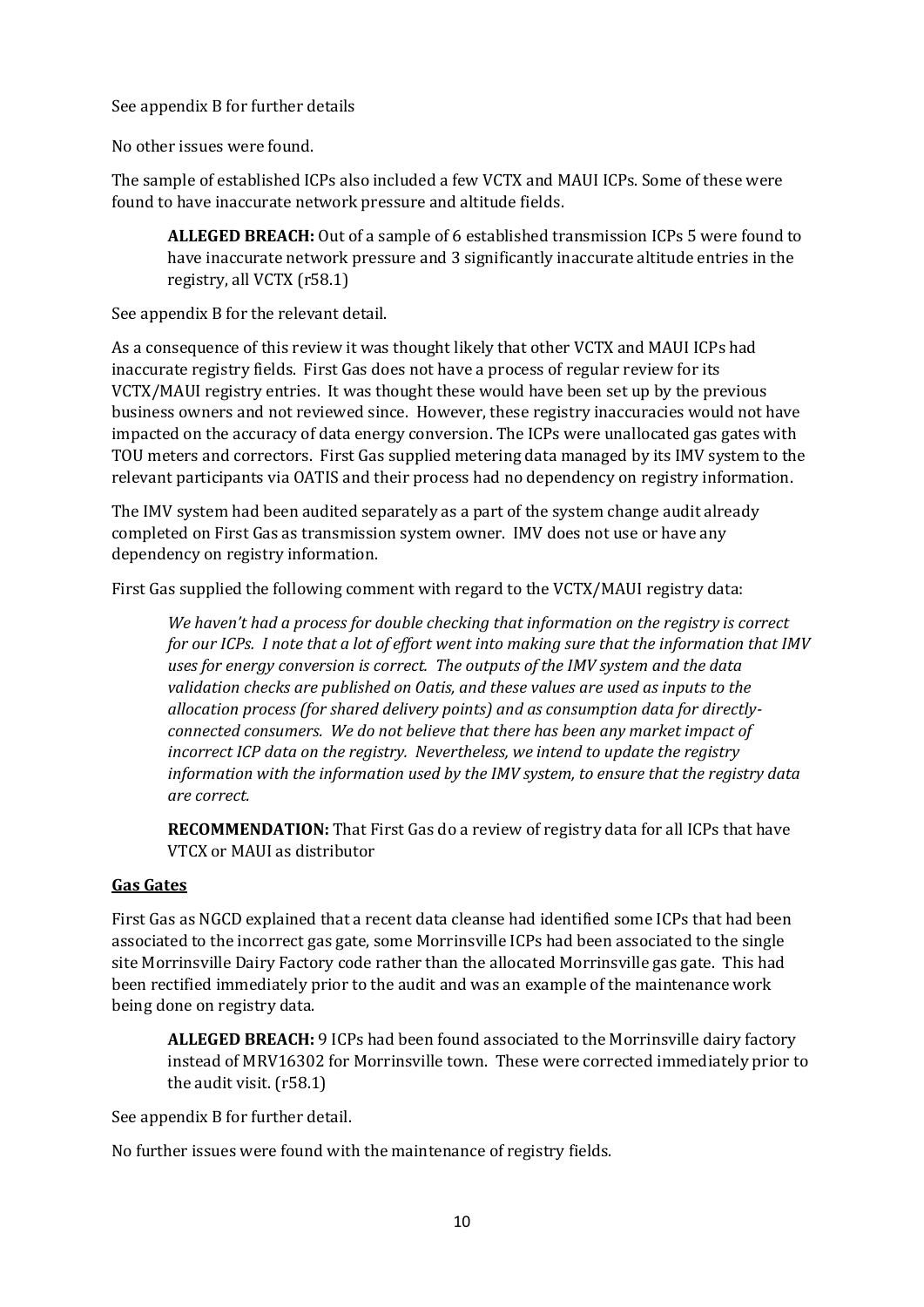See appendix B for further details

No other issues were found.

The sample of established ICPs also included a few VCTX and MAUI ICPs. Some of these were found to have inaccurate network pressure and altitude fields.

> **ALLEGED BREACH:** Out of a sample of 6 established transmission ICPs 5 were found to have inaccurate network pressure and 3 significantly inaccurate altitude entries in the registry, all VCTX (r58.1)

See appendix B for the relevant detail.

As a consequence of this review it was thought likely that other VCTX and MAUI ICPs had inaccurate registry fields. First Gas does not have a process of regular review for its VCTX/MAUI registry entries. It was thought these would have been set up by the previous business owners and not reviewed since. However, these registry inaccuracies would not have impacted on the accuracy of data energy conversion. The ICPs were unallocated gas gates with TOU meters and correctors. First Gas supplied metering data managed by its IMV system to the relevant participants via OATIS and their process had no dependency on registry information.

The IMV system had been audited separately as a part of the system change audit already completed on First Gas as transmission system owner. IMV does not use or have any dependency on registry information.

First Gas supplied the following comment with regard to the VCTX/MAUI registry data:

> *We haven't had a process for double checking that information on the registry is correct for our ICPs. I note that a lot of effort went into making sure that the information that IMV uses for energy conversion is correct. The outputs of the IMV system and the data validation checks are published on Oatis, and these values are used as inputs to the allocation process (for shared delivery points) and as consumption data for directly-connected consumers. We do not believe that there has been any market impact of incorrect ICP data on the registry. Nevertheless, we intend to update the registry information with the information used by the IMV system, to ensure that the registry data are correct.*
>
> **RECOMMENDATION:** That First Gas do a review of registry data for all ICPs that have VTCX or MAUI as distributor

## Gas Gates

First Gas as NGCD explained that a recent data cleanse had identified some ICPs that had been associated to the incorrect gas gate, some Morrinsville ICPs had been associated to the single site Morrinsville Dairy Factory code rather than the allocated Morrinsville gas gate. This had been rectified immediately prior to the audit and was an example of the maintenance work being done on registry data.

> **ALLEGED BREACH:** 9 ICPs had been found associated to the Morrinsville dairy factory instead of MRV16302 for Morrinsville town. These were corrected immediately prior to the audit visit. (r58.1)

See appendix B for further detail.

No further issues were found with the maintenance of registry fields.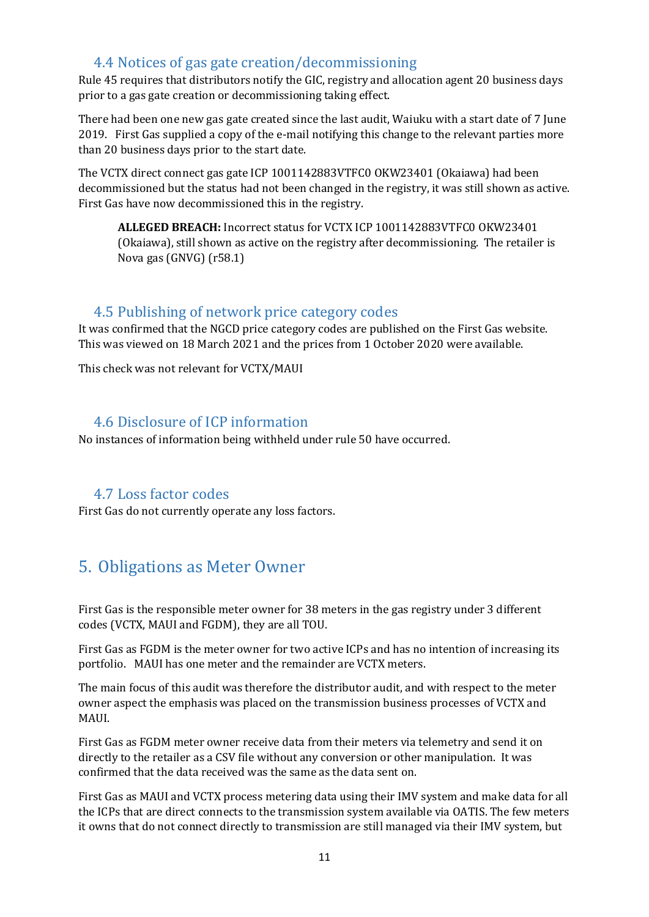### 4.4 Notices of gas gate creation/decommissioning

Rule 45 requires that distributors notify the GIC, registry and allocation agent 20 business days prior to a gas gate creation or decommissioning taking effect.

There had been one new gas gate created since the last audit, Waiuku with a start date of 7 June 2019. First Gas supplied a copy of the e-mail notifying this change to the relevant parties more than 20 business days prior to the start date.

The VCTX direct connect gas gate ICP 1001142883VTFC0 OKW23401 (Okaiawa) had been decommissioned but the status had not been changed in the registry, it was still shown as active. First Gas have now decommissioned this in the registry.

> **ALLEGED BREACH:** Incorrect status for VCTX ICP 1001142883VTFC0 OKW23401 (Okaiawa), still shown as active on the registry after decommissioning. The retailer is Nova gas (GNVG) (r58.1)

### 4.5 Publishing of network price category codes

It was confirmed that the NGCD price category codes are published on the First Gas website. This was viewed on 18 March 2021 and the prices from 1 October 2020 were available.

This check was not relevant for VCTX/MAUI

### 4.6 Disclosure of ICP information

No instances of information being withheld under rule 50 have occurred.

### 4.7 Loss factor codes

First Gas do not currently operate any loss factors.

## 5. Obligations as Meter Owner

First Gas is the responsible meter owner for 38 meters in the gas registry under 3 different codes (VCTX, MAUI and FGDM), they are all TOU.

First Gas as FGDM is the meter owner for two active ICPs and has no intention of increasing its portfolio. MAUI has one meter and the remainder are VCTX meters.

The main focus of this audit was therefore the distributor audit, and with respect to the meter owner aspect the emphasis was placed on the transmission business processes of VCTX and MAUI.

First Gas as FGDM meter owner receive data from their meters via telemetry and send it on directly to the retailer as a CSV file without any conversion or other manipulation. It was confirmed that the data received was the same as the data sent on.

First Gas as MAUI and VCTX process metering data using their IMV system and make data for all the ICPs that are direct connects to the transmission system available via OATIS. The few meters it owns that do not connect directly to transmission are still managed via their IMV system, but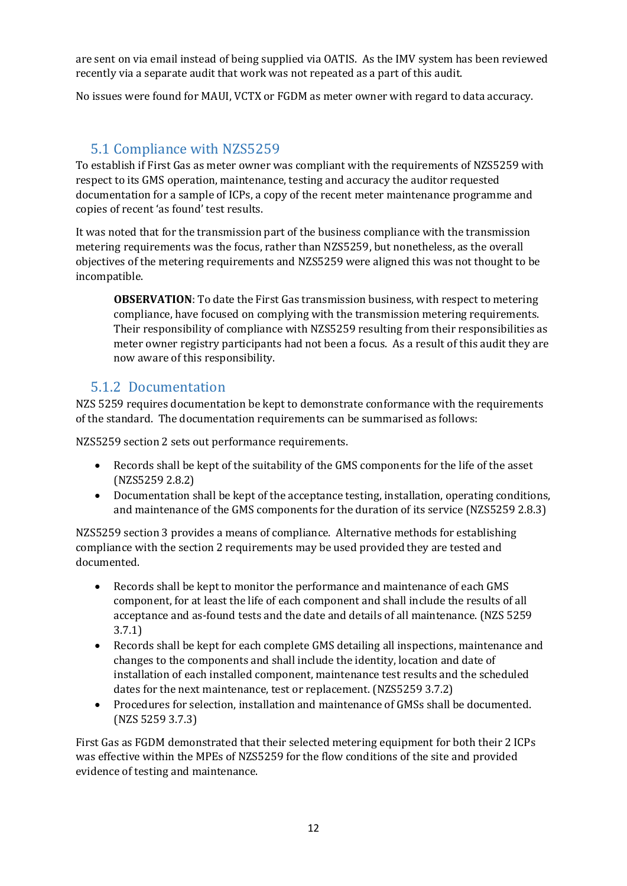are sent on via email instead of being supplied via OATIS. As the IMV system has been reviewed recently via a separate audit that work was not repeated as a part of this audit.

No issues were found for MAUI, VCTX or FGDM as meter owner with regard to data accuracy.

## 5.1 Compliance with NZS5259

To establish if First Gas as meter owner was compliant with the requirements of NZS5259 with respect to its GMS operation, maintenance, testing and accuracy the auditor requested documentation for a sample of ICPs, a copy of the recent meter maintenance programme and copies of recent 'as found' test results.

It was noted that for the transmission part of the business compliance with the transmission metering requirements was the focus, rather than NZS5259, but nonetheless, as the overall objectives of the metering requirements and NZS5259 were aligned this was not thought to be incompatible.

> **OBSERVATION**: To date the First Gas transmission business, with respect to metering compliance, have focused on complying with the transmission metering requirements. Their responsibility of compliance with NZS5259 resulting from their responsibilities as meter owner registry participants had not been a focus. As a result of this audit they are now aware of this responsibility.

### 5.1.2 Documentation

NZS 5259 requires documentation be kept to demonstrate conformance with the requirements of the standard. The documentation requirements can be summarised as follows:

NZS5259 section 2 sets out performance requirements.

- Records shall be kept of the suitability of the GMS components for the life of the asset (NZS5259 2.8.2)
- Documentation shall be kept of the acceptance testing, installation, operating conditions, and maintenance of the GMS components for the duration of its service (NZS5259 2.8.3)

NZS5259 section 3 provides a means of compliance. Alternative methods for establishing compliance with the section 2 requirements may be used provided they are tested and documented.

- Records shall be kept to monitor the performance and maintenance of each GMS component, for at least the life of each component and shall include the results of all acceptance and as-found tests and the date and details of all maintenance. (NZS 5259 3.7.1)
- Records shall be kept for each complete GMS detailing all inspections, maintenance and changes to the components and shall include the identity, location and date of installation of each installed component, maintenance test results and the scheduled dates for the next maintenance, test or replacement. (NZS5259 3.7.2)
- Procedures for selection, installation and maintenance of GMSs shall be documented. (NZS 5259 3.7.3)

First Gas as FGDM demonstrated that their selected metering equipment for both their 2 ICPs was effective within the MPEs of NZS5259 for the flow conditions of the site and provided evidence of testing and maintenance.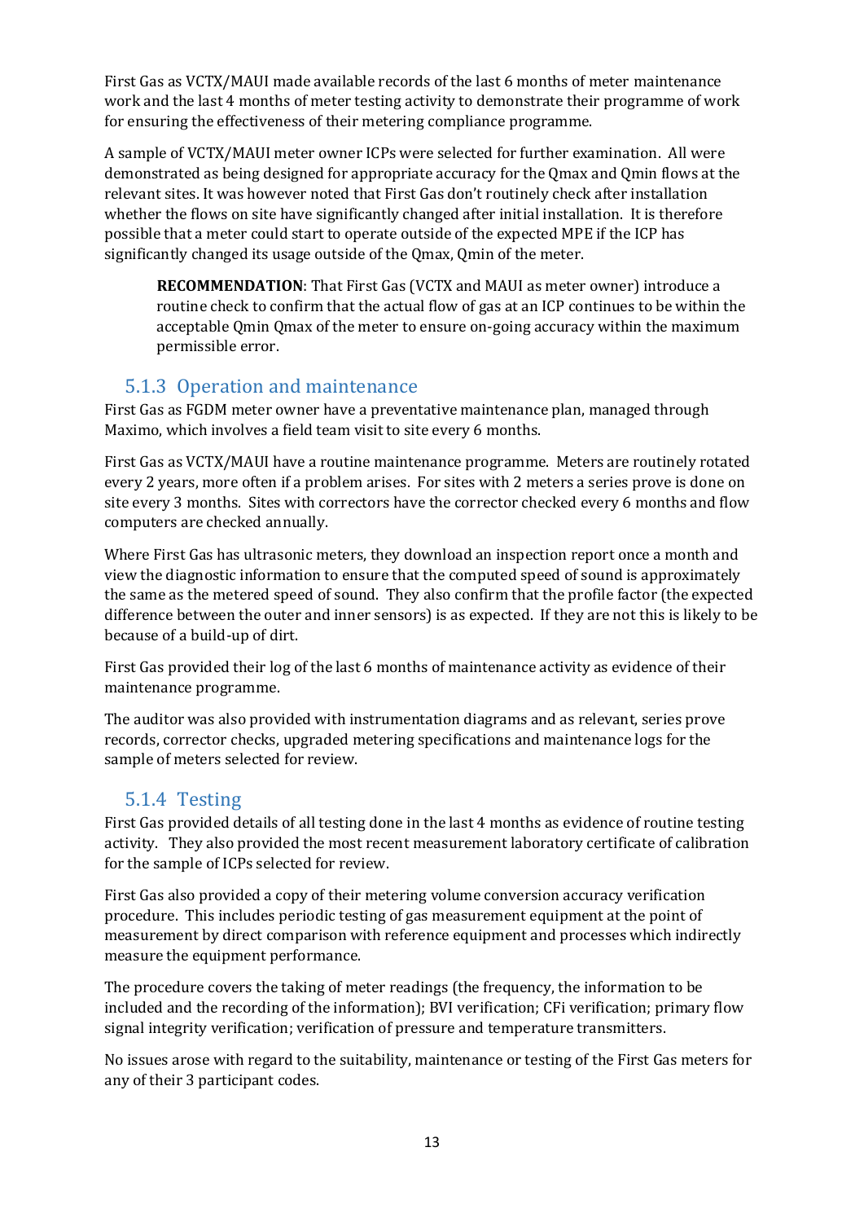First Gas as VCTX/MAUI made available records of the last 6 months of meter maintenance work and the last 4 months of meter testing activity to demonstrate their programme of work for ensuring the effectiveness of their metering compliance programme.

A sample of VCTX/MAUI meter owner ICPs were selected for further examination. All were demonstrated as being designed for appropriate accuracy for the Qmax and Qmin flows at the relevant sites. It was however noted that First Gas don't routinely check after installation whether the flows on site have significantly changed after initial installation. It is therefore possible that a meter could start to operate outside of the expected MPE if the ICP has significantly changed its usage outside of the Qmax, Qmin of the meter.

> **RECOMMENDATION**: That First Gas (VCTX and MAUI as meter owner) introduce a routine check to confirm that the actual flow of gas at an ICP continues to be within the acceptable Qmin Qmax of the meter to ensure on-going accuracy within the maximum permissible error.

### 5.1.3 Operation and maintenance

First Gas as FGDM meter owner have a preventative maintenance plan, managed through Maximo, which involves a field team visit to site every 6 months.

First Gas as VCTX/MAUI have a routine maintenance programme. Meters are routinely rotated every 2 years, more often if a problem arises. For sites with 2 meters a series prove is done on site every 3 months. Sites with correctors have the corrector checked every 6 months and flow computers are checked annually.

Where First Gas has ultrasonic meters, they download an inspection report once a month and view the diagnostic information to ensure that the computed speed of sound is approximately the same as the metered speed of sound. They also confirm that the profile factor (the expected difference between the outer and inner sensors) is as expected. If they are not this is likely to be because of a build-up of dirt.

First Gas provided their log of the last 6 months of maintenance activity as evidence of their maintenance programme.

The auditor was also provided with instrumentation diagrams and as relevant, series prove records, corrector checks, upgraded metering specifications and maintenance logs for the sample of meters selected for review.

### 5.1.4 Testing

First Gas provided details of all testing done in the last 4 months as evidence of routine testing activity. They also provided the most recent measurement laboratory certificate of calibration for the sample of ICPs selected for review.

First Gas also provided a copy of their metering volume conversion accuracy verification procedure. This includes periodic testing of gas measurement equipment at the point of measurement by direct comparison with reference equipment and processes which indirectly measure the equipment performance.

The procedure covers the taking of meter readings (the frequency, the information to be included and the recording of the information); BVI verification; CFi verification; primary flow signal integrity verification; verification of pressure and temperature transmitters.

No issues arose with regard to the suitability, maintenance or testing of the First Gas meters for any of their 3 participant codes.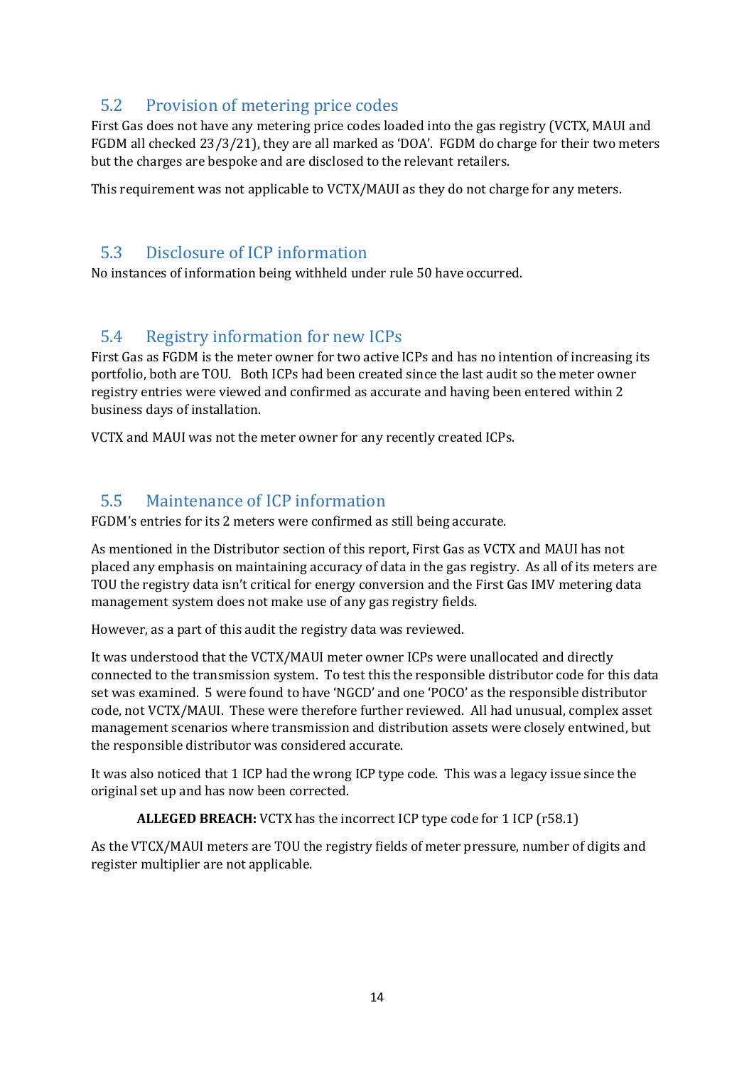## 5.2 Provision of metering price codes

First Gas does not have any metering price codes loaded into the gas registry (VCTX, MAUI and FGDM all checked 23/3/21), they are all marked as 'DOA'. FGDM do charge for their two meters but the charges are bespoke and are disclosed to the relevant retailers.

This requirement was not applicable to VCTX/MAUI as they do not charge for any meters.

## 5.3 Disclosure of ICP information

No instances of information being withheld under rule 50 have occurred.

## 5.4 Registry information for new ICPs

First Gas as FGDM is the meter owner for two active ICPs and has no intention of increasing its portfolio, both are TOU. Both ICPs had been created since the last audit so the meter owner registry entries were viewed and confirmed as accurate and having been entered within 2 business days of installation.

VCTX and MAUI was not the meter owner for any recently created ICPs.

## 5.5 Maintenance of ICP information

FGDM's entries for its 2 meters were confirmed as still being accurate.

As mentioned in the Distributor section of this report, First Gas as VCTX and MAUI has not placed any emphasis on maintaining accuracy of data in the gas registry. As all of its meters are TOU the registry data isn't critical for energy conversion and the First Gas IMV metering data management system does not make use of any gas registry fields.

However, as a part of this audit the registry data was reviewed.

It was understood that the VCTX/MAUI meter owner ICPs were unallocated and directly connected to the transmission system. To test this the responsible distributor code for this data set was examined. 5 were found to have 'NGCD' and one 'POCO' as the responsible distributor code, not VCTX/MAUI. These were therefore further reviewed. All had unusual, complex asset management scenarios where transmission and distribution assets were closely entwined, but the responsible distributor was considered accurate.

It was also noticed that 1 ICP had the wrong ICP type code. This was a legacy issue since the original set up and has now been corrected.

> **ALLEGED BREACH:** VCTX has the incorrect ICP type code for 1 ICP (r58.1)

As the VTCX/MAUI meters are TOU the registry fields of meter pressure, number of digits and register multiplier are not applicable.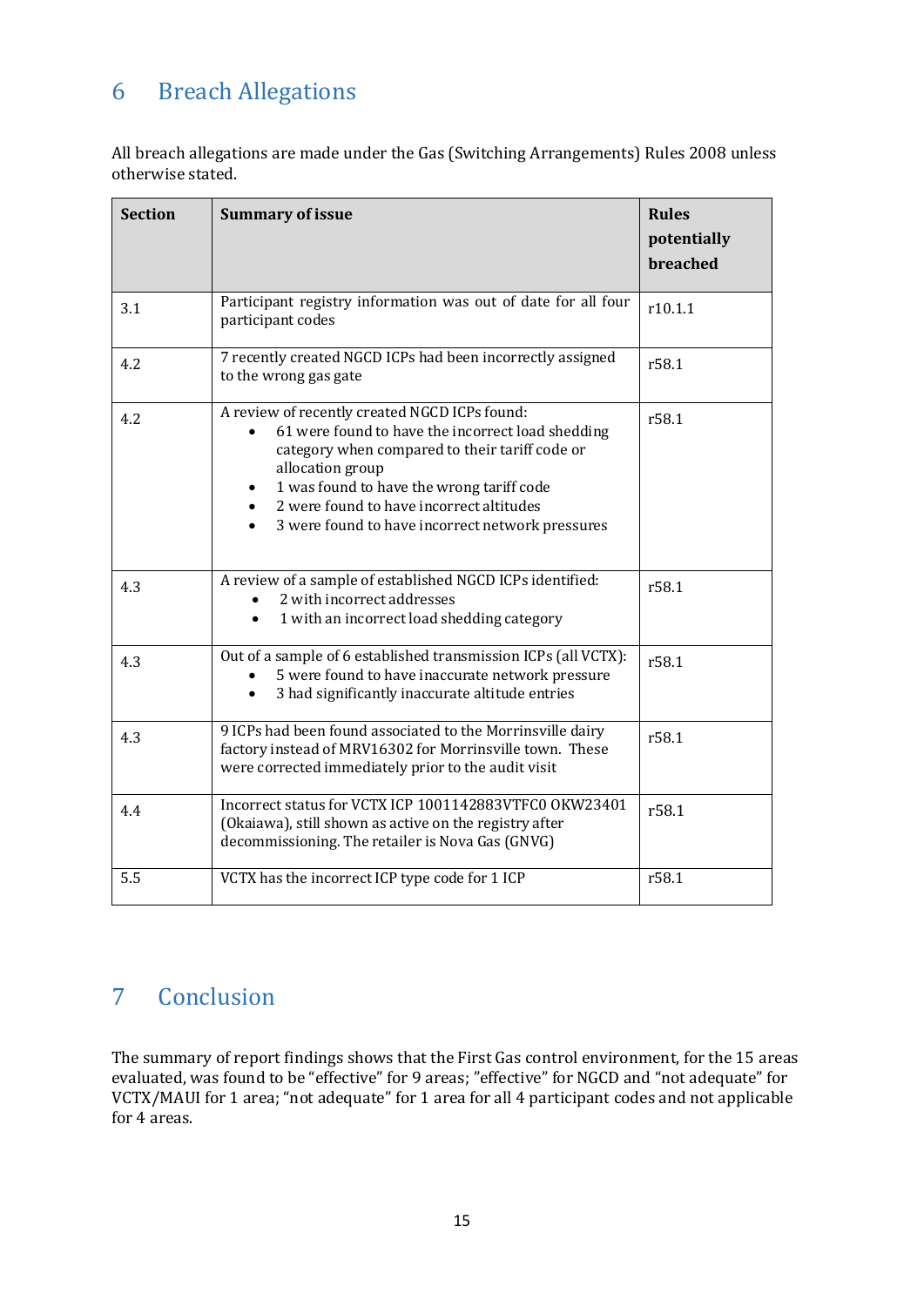# 6 Breach Allegations

All breach allegations are made under the Gas (Switching Arrangements) Rules 2008 unless otherwise stated.

| Section | Summary of issue | Rules potentially breached |
|---|---|---|
| 3.1 | Participant registry information was out of date for all four participant codes | r10.1.1 |
| 4.2 | 7 recently created NGCD ICPs had been incorrectly assigned to the wrong gas gate | r58.1 |
| 4.2 | A review of recently created NGCD ICPs found:<br>• 61 were found to have the incorrect load shedding category when compared to their tariff code or allocation group<br>• 1 was found to have the wrong tariff code<br>• 2 were found to have incorrect altitudes<br>• 3 were found to have incorrect network pressures | r58.1 |
| 4.3 | A review of a sample of established NGCD ICPs identified:<br>• 2 with incorrect addresses<br>• 1 with an incorrect load shedding category | r58.1 |
| 4.3 | Out of a sample of 6 established transmission ICPs (all VCTX):<br>• 5 were found to have inaccurate network pressure<br>• 3 had significantly inaccurate altitude entries | r58.1 |
| 4.3 | 9 ICPs had been found associated to the Morrinsville dairy factory instead of MRV16302 for Morrinsville town. These were corrected immediately prior to the audit visit | r58.1 |
| 4.4 | Incorrect status for VCTX ICP 1001142883VTFC0 OKW23401 (Okaiawa), still shown as active on the registry after decommissioning. The retailer is Nova Gas (GNVG) | r58.1 |
| 5.5 | VCTX has the incorrect ICP type code for 1 ICP | r58.1 |

# 7 Conclusion

The summary of report findings shows that the First Gas control environment, for the 15 areas evaluated, was found to be "effective" for 9 areas; "effective" for NGCD and "not adequate" for VCTX/MAUI for 1 area; "not adequate" for 1 area for all 4 participant codes and not applicable for 4 areas.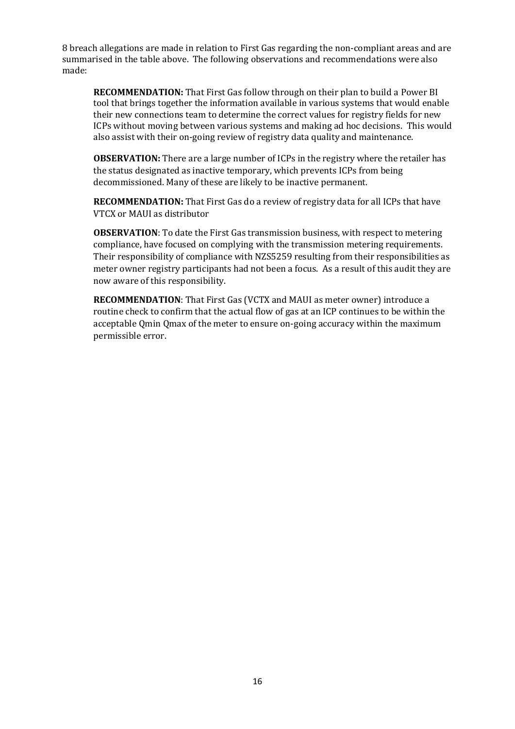8 breach allegations are made in relation to First Gas regarding the non-compliant areas and are summarised in the table above. The following observations and recommendations were also made:

> **RECOMMENDATION:** That First Gas follow through on their plan to build a Power BI tool that brings together the information available in various systems that would enable their new connections team to determine the correct values for registry fields for new ICPs without moving between various systems and making ad hoc decisions. This would also assist with their on-going review of registry data quality and maintenance.
>
> **OBSERVATION:** There are a large number of ICPs in the registry where the retailer has the status designated as inactive temporary, which prevents ICPs from being decommissioned. Many of these are likely to be inactive permanent.
>
> **RECOMMENDATION:** That First Gas do a review of registry data for all ICPs that have VTCX or MAUI as distributor
>
> **OBSERVATION**: To date the First Gas transmission business, with respect to metering compliance, have focused on complying with the transmission metering requirements. Their responsibility of compliance with NZS5259 resulting from their responsibilities as meter owner registry participants had not been a focus. As a result of this audit they are now aware of this responsibility.
>
> **RECOMMENDATION**: That First Gas (VCTX and MAUI as meter owner) introduce a routine check to confirm that the actual flow of gas at an ICP continues to be within the acceptable Qmin Qmax of the meter to ensure on-going accuracy within the maximum permissible error.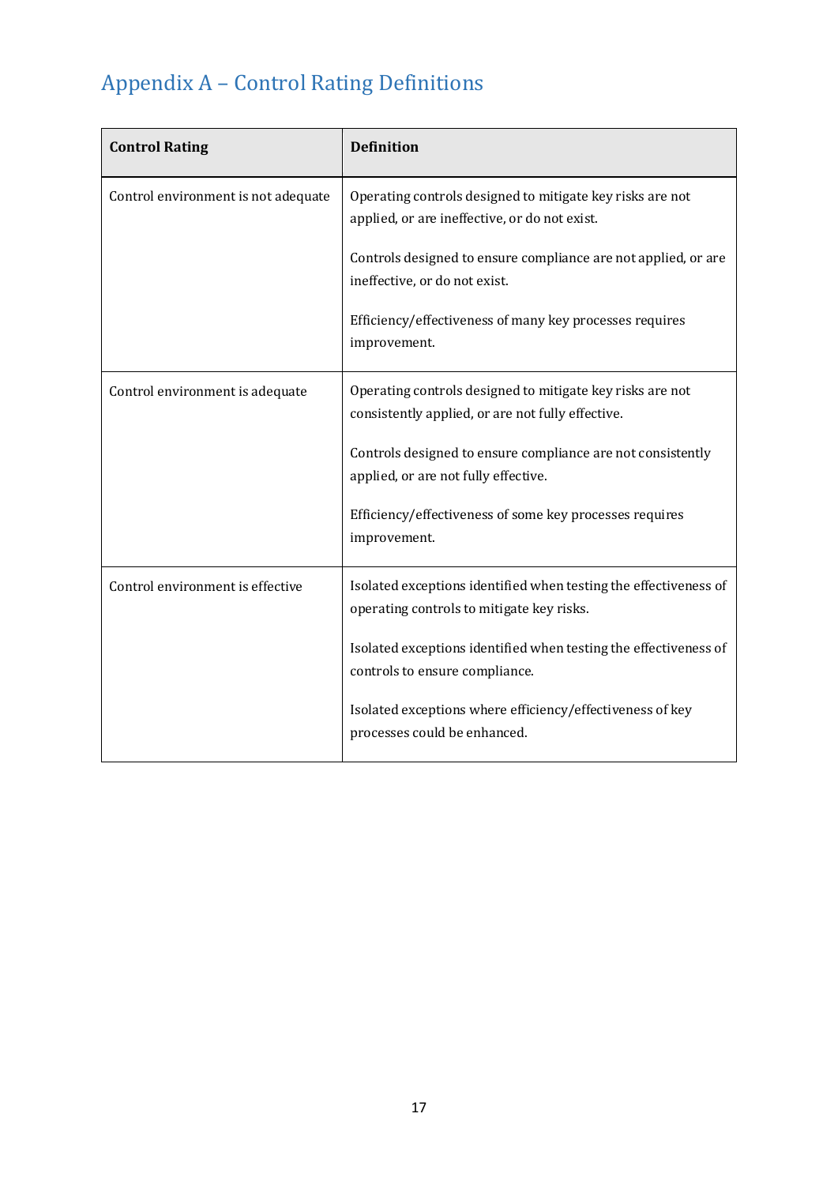# Appendix A – Control Rating Definitions

| Control Rating | Definition |
| --- | --- |
| Control environment is not adequate | Operating controls designed to mitigate key risks are not applied, or are ineffective, or do not exist.<br><br>Controls designed to ensure compliance are not applied, or are ineffective, or do not exist.<br><br>Efficiency/effectiveness of many key processes requires improvement. |
| Control environment is adequate | Operating controls designed to mitigate key risks are not consistently applied, or are not fully effective.<br><br>Controls designed to ensure compliance are not consistently applied, or are not fully effective.<br><br>Efficiency/effectiveness of some key processes requires improvement. |
| Control environment is effective | Isolated exceptions identified when testing the effectiveness of operating controls to mitigate key risks.<br><br>Isolated exceptions identified when testing the effectiveness of controls to ensure compliance.<br><br>Isolated exceptions where efficiency/effectiveness of key processes could be enhanced. |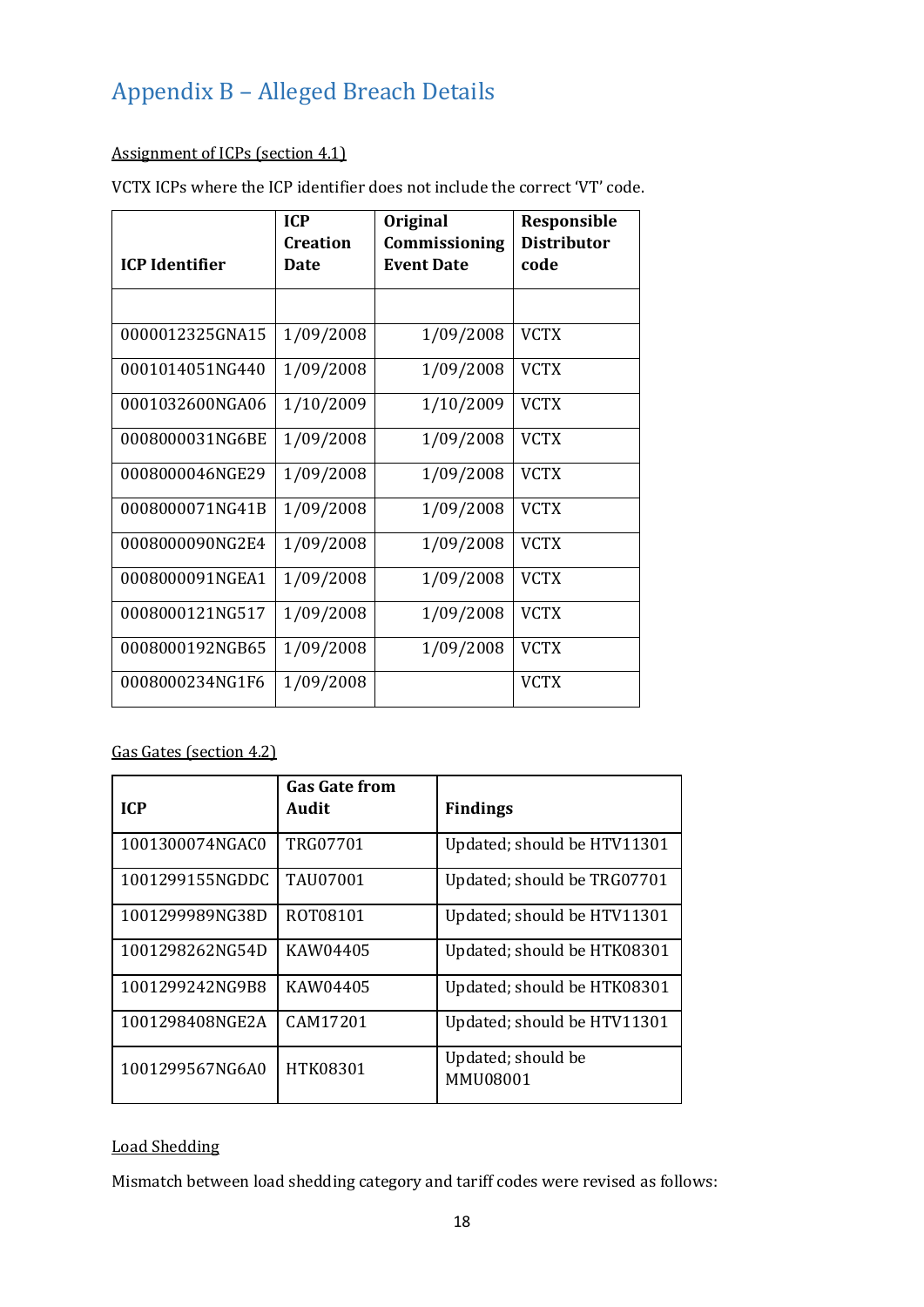# Appendix B – Alleged Breach Details

Assignment of ICPs (section 4.1)

VCTX ICPs where the ICP identifier does not include the correct 'VT' code.

| ICP Identifier | ICP Creation Date | Original Commissioning Event Date | Responsible Distributor code |
|---|---|---|---|
| | | | |
| 0000012325GNA15 | 1/09/2008 | 1/09/2008 | VCTX |
| 0001014051NG440 | 1/09/2008 | 1/09/2008 | VCTX |
| 0001032600NGA06 | 1/10/2009 | 1/10/2009 | VCTX |
| 0008000031NG6BE | 1/09/2008 | 1/09/2008 | VCTX |
| 0008000046NGE29 | 1/09/2008 | 1/09/2008 | VCTX |
| 0008000071NG41B | 1/09/2008 | 1/09/2008 | VCTX |
| 0008000090NG2E4 | 1/09/2008 | 1/09/2008 | VCTX |
| 0008000091NGEA1 | 1/09/2008 | 1/09/2008 | VCTX |
| 0008000121NG517 | 1/09/2008 | 1/09/2008 | VCTX |
| 0008000192NGB65 | 1/09/2008 | 1/09/2008 | VCTX |
| 0008000234NG1F6 | 1/09/2008 | | VCTX |

Gas Gates (section 4.2)

| ICP | Gas Gate from Audit | Findings |
|---|---|---|
| 1001300074NGAC0 | TRG07701 | Updated; should be HTV11301 |
| 1001299155NGDDC | TAU07001 | Updated; should be TRG07701 |
| 1001299989NG38D | ROT08101 | Updated; should be HTV11301 |
| 1001298262NG54D | KAW04405 | Updated; should be HTK08301 |
| 1001299242NG9B8 | KAW04405 | Updated; should be HTK08301 |
| 1001298408NGE2A | CAM17201 | Updated; should be HTV11301 |
| 1001299567NG6A0 | HTK08301 | Updated; should be MMU08001 |

Load Shedding

Mismatch between load shedding category and tariff codes were revised as follows: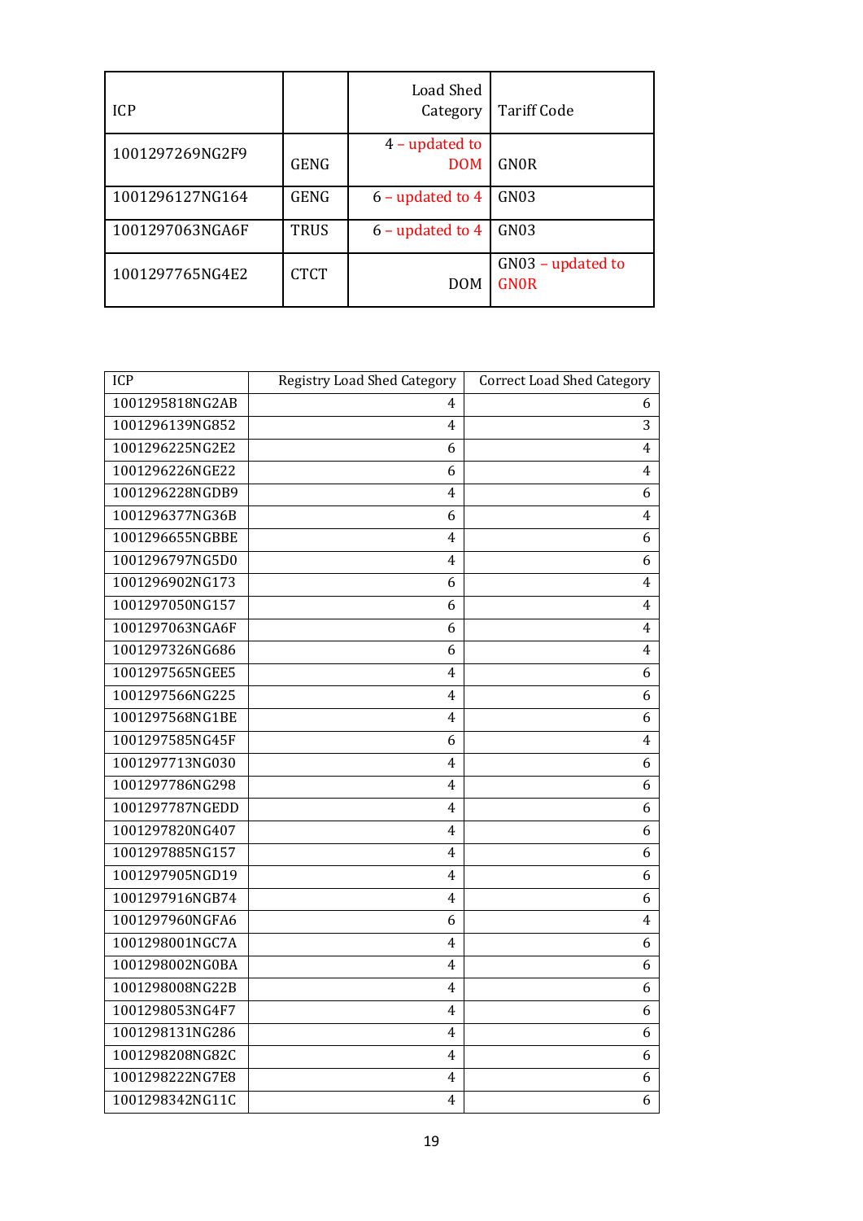| ICP | | Load Shed Category | Tariff Code |
|---|---|---|---|
| 1001297269NG2F9 | GENG | 4 – updated to DOM | GN0R |
| 1001296127NG164 | GENG | 6 – updated to 4 | GN03 |
| 1001297063NGA6F | TRUS | 6 – updated to 4 | GN03 |
| 1001297765NG4E2 | CTCT | DOM | GN03 – updated to GN0R |

| ICP | Registry Load Shed Category | Correct Load Shed Category |
|---|---|---|
| 1001295818NG2AB | 4 | 6 |
| 1001296139NG852 | 4 | 3 |
| 1001296225NG2E2 | 6 | 4 |
| 1001296226NGE22 | 6 | 4 |
| 1001296228NGDB9 | 4 | 6 |
| 1001296377NG36B | 6 | 4 |
| 1001296655NGBBE | 4 | 6 |
| 1001296797NG5D0 | 4 | 6 |
| 1001296902NG173 | 6 | 4 |
| 1001297050NG157 | 6 | 4 |
| 1001297063NGA6F | 6 | 4 |
| 1001297326NG686 | 6 | 4 |
| 1001297565NGEE5 | 4 | 6 |
| 1001297566NG225 | 4 | 6 |
| 1001297568NG1BE | 4 | 6 |
| 1001297585NG45F | 6 | 4 |
| 1001297713NG030 | 4 | 6 |
| 1001297786NG298 | 4 | 6 |
| 1001297787NGEDD | 4 | 6 |
| 1001297820NG407 | 4 | 6 |
| 1001297885NG157 | 4 | 6 |
| 1001297905NGD19 | 4 | 6 |
| 1001297916NGB74 | 4 | 6 |
| 1001297960NGFA6 | 6 | 4 |
| 1001298001NGC7A | 4 | 6 |
| 1001298002NG0BA | 4 | 6 |
| 1001298008NG22B | 4 | 6 |
| 1001298053NG4F7 | 4 | 6 |
| 1001298131NG286 | 4 | 6 |
| 1001298208NG82C | 4 | 6 |
| 1001298222NG7E8 | 4 | 6 |
| 1001298342NG11C | 4 | 6 |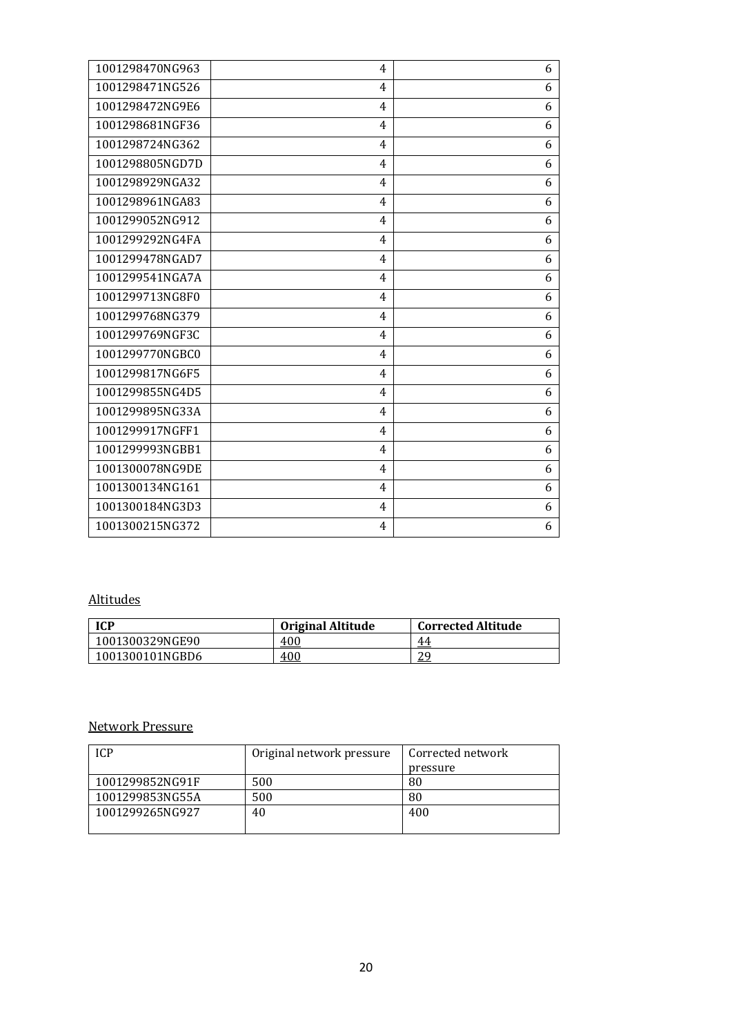| | | |
|---|---|---|
| 1001298470NG963 | 4 | 6 |
| 1001298471NG526 | 4 | 6 |
| 1001298472NG9E6 | 4 | 6 |
| 1001298681NGF36 | 4 | 6 |
| 1001298724NG362 | 4 | 6 |
| 1001298805NGD7D | 4 | 6 |
| 1001298929NGA32 | 4 | 6 |
| 1001298961NGA83 | 4 | 6 |
| 1001299052NG912 | 4 | 6 |
| 1001299292NG4FA | 4 | 6 |
| 1001299478NGAD7 | 4 | 6 |
| 1001299541NGA7A | 4 | 6 |
| 1001299713NG8F0 | 4 | 6 |
| 1001299768NG379 | 4 | 6 |
| 1001299769NGF3C | 4 | 6 |
| 1001299770NGBC0 | 4 | 6 |
| 1001299817NG6F5 | 4 | 6 |
| 1001299855NG4D5 | 4 | 6 |
| 1001299895NG33A | 4 | 6 |
| 1001299917NGFF1 | 4 | 6 |
| 1001299993NGBB1 | 4 | 6 |
| 1001300078NG9DE | 4 | 6 |
| 1001300134NG161 | 4 | 6 |
| 1001300184NG3D3 | 4 | 6 |
| 1001300215NG372 | 4 | 6 |

Altitudes

| ICP | Original Altitude | Corrected Altitude |
|---|---|---|
| 1001300329NGE90 | 400 | 44 |
| 1001300101NGBD6 | 400 | 29 |

Network Pressure

| ICP | Original network pressure | Corrected network pressure |
|---|---|---|
| 1001299852NG91F | 500 | 80 |
| 1001299853NG55A | 500 | 80 |
| 1001299265NG927 | 40 | 400 |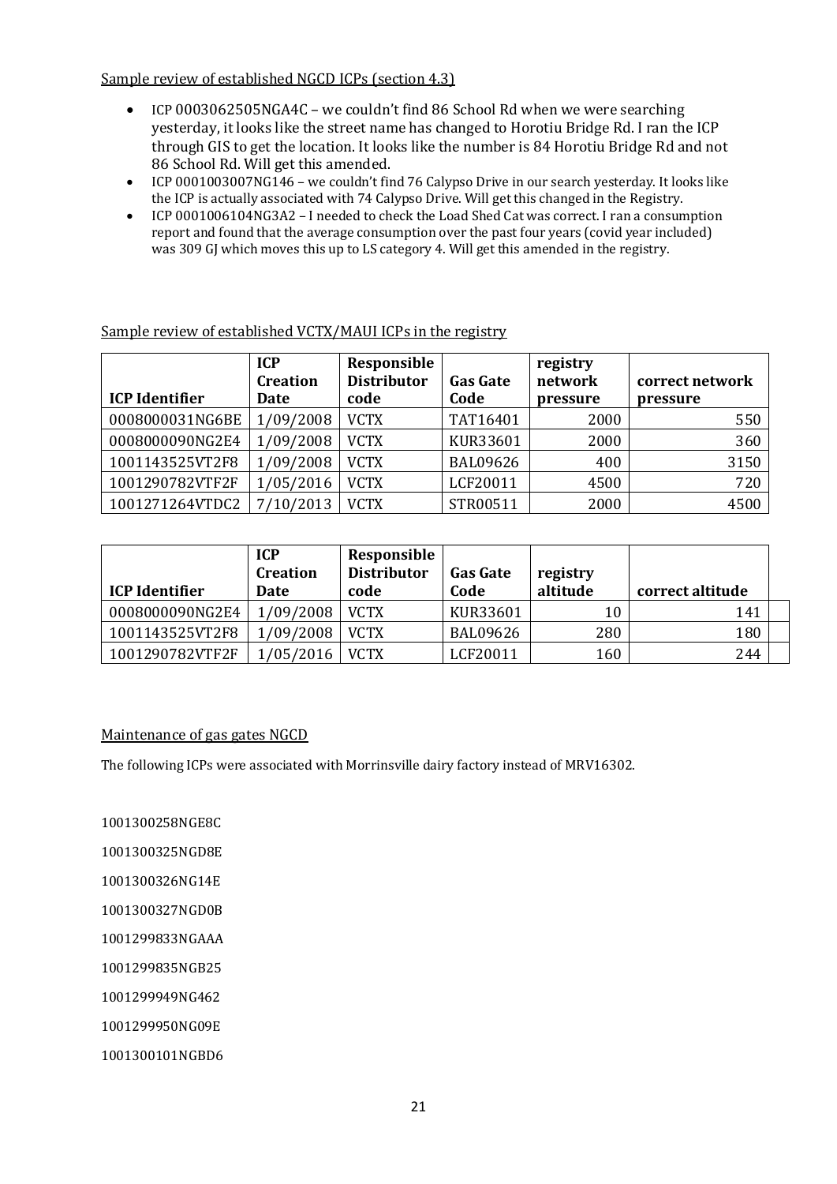Sample review of established NGCD ICPs (section 4.3)

- ICP 0003062505NGA4C – we couldn't find 86 School Rd when we were searching yesterday, it looks like the street name has changed to Horotiu Bridge Rd. I ran the ICP through GIS to get the location. It looks like the number is 84 Horotiu Bridge Rd and not 86 School Rd. Will get this amended.
- ICP 0001003007NG146 – we couldn't find 76 Calypso Drive in our search yesterday. It looks like the ICP is actually associated with 74 Calypso Drive. Will get this changed in the Registry.
- ICP 0001006104NG3A2 – I needed to check the Load Shed Cat was correct. I ran a consumption report and found that the average consumption over the past four years (covid year included) was 309 GJ which moves this up to LS category 4. Will get this amended in the registry.

Sample review of established VCTX/MAUI ICPs in the registry

| ICP Identifier | ICP Creation Date | Responsible Distributor code | Gas Gate Code | registry network pressure | correct network pressure |
|---|---|---|---|---|---|
| 0008000031NG6BE | 1/09/2008 | VCTX | TAT16401 | 2000 | 550 |
| 0008000090NG2E4 | 1/09/2008 | VCTX | KUR33601 | 2000 | 360 |
| 1001143525VT2F8 | 1/09/2008 | VCTX | BAL09626 | 400 | 3150 |
| 1001290782VTF2F | 1/05/2016 | VCTX | LCF20011 | 4500 | 720 |
| 1001271264VTDC2 | 7/10/2013 | VCTX | STR00511 | 2000 | 4500 |

| ICP Identifier | ICP Creation Date | Responsible Distributor code | Gas Gate Code | registry altitude | correct altitude | |
|---|---|---|---|---|---|---|
| 0008000090NG2E4 | 1/09/2008 | VCTX | KUR33601 | 10 | 141 | |
| 1001143525VT2F8 | 1/09/2008 | VCTX | BAL09626 | 280 | 180 | |
| 1001290782VTF2F | 1/05/2016 | VCTX | LCF20011 | 160 | 244 | |

Maintenance of gas gates NGCD

The following ICPs were associated with Morrinsville dairy factory instead of MRV16302.

1001300258NGE8C

1001300325NGD8E

1001300326NG14E

1001300327NGD0B

1001299833NGAAA

1001299835NGB25

1001299949NG462

1001299950NG09E

1001300101NGBD6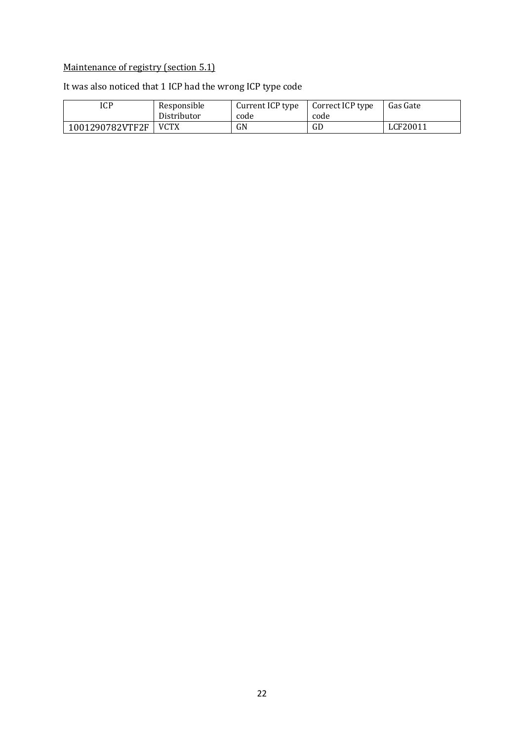Maintenance of registry (section 5.1)

It was also noticed that 1 ICP had the wrong ICP type code

| ICP | Responsible Distributor | Current ICP type code | Correct ICP type code | Gas Gate |
|---|---|---|---|---|
| 1001290782VTF2F | VCTX | GN | GD | LCF20011 |